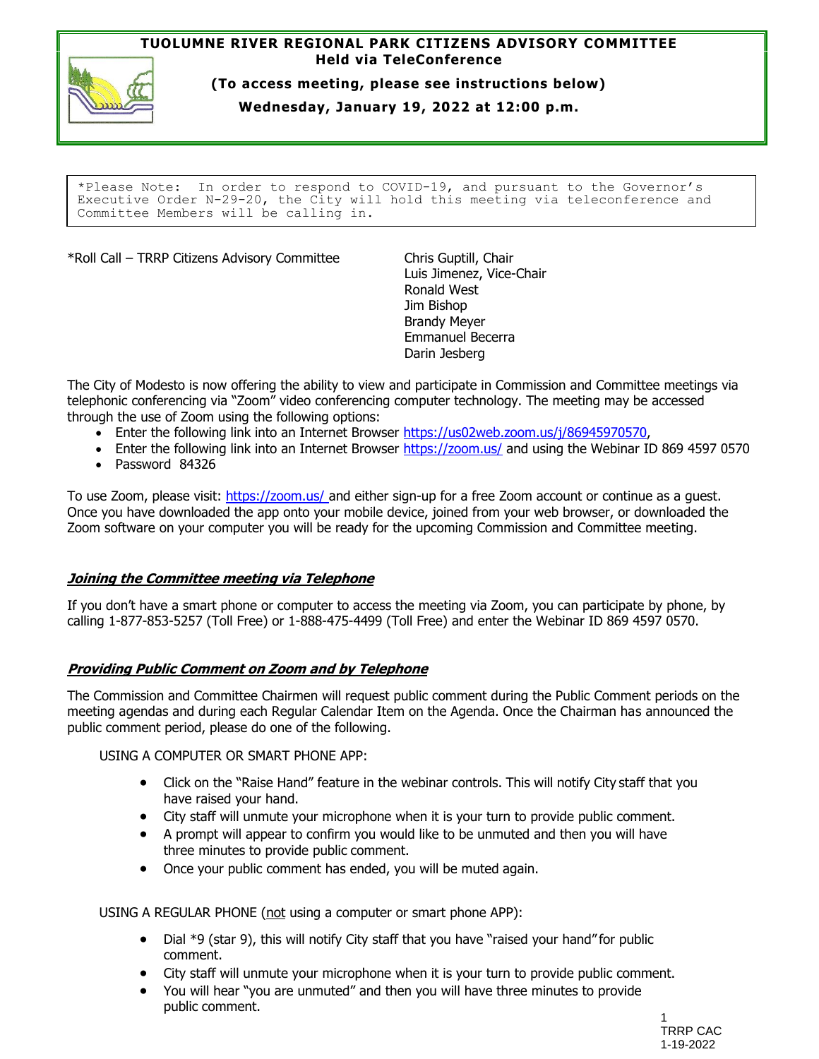# TUOLUMNE RIVER REGIONAL PARK CITIZENS ADVISORY COMMITTEE

**Held via TeleConference**

**(To access meeting, please see instructions below)**

**Wednesday, January 19, 2022 at 12:00 p.m.**

```
*Please Note:  In order to respond to COVID-19, and pursuant to the Governor's
Executive Order N-29-20, the City will hold this meeting via teleconference and
Committee Members will be calling in.
```

*Roll Call – TRRP Citizens Advisory Committee

Chris Guptill, Chair
Luis Jimenez, Vice-Chair
Ronald West
Jim Bishop
Brandy Meyer
Emmanuel Becerra
Darin Jesberg

The City of Modesto is now offering the ability to view and participate in Commission and Committee meetings via telephonic conferencing via "Zoom" video conferencing computer technology. The meeting may be accessed through the use of Zoom using the following options:

- Enter the following link into an Internet Browser https://us02web.zoom.us/j/86945970570,
- Enter the following link into an Internet Browser https://zoom.us/ and using the Webinar ID 869 4597 0570
- Password 84326

To use Zoom, please visit: https://zoom.us/ and either sign-up for a free Zoom account or continue as a guest. Once you have downloaded the app onto your mobile device, joined from your web browser, or downloaded the Zoom software on your computer you will be ready for the upcoming Commission and Committee meeting.

### ***Joining the Committee meeting via Telephone***

If you don't have a smart phone or computer to access the meeting via Zoom, you can participate by phone, by calling 1-877-853-5257 (Toll Free) or 1-888-475-4499 (Toll Free) and enter the Webinar ID 869 4597 0570.

### ***Providing Public Comment on Zoom and by Telephone***

The Commission and Committee Chairmen will request public comment during the Public Comment periods on the meeting agendas and during each Regular Calendar Item on the Agenda. Once the Chairman has announced the public comment period, please do one of the following.

USING A COMPUTER OR SMART PHONE APP:

- Click on the "Raise Hand" feature in the webinar controls. This will notify City staff that you have raised your hand.
- City staff will unmute your microphone when it is your turn to provide public comment.
- A prompt will appear to confirm you would like to be unmuted and then you will have three minutes to provide public comment.
- Once your public comment has ended, you will be muted again.

USING A REGULAR PHONE (not using a computer or smart phone APP):

- Dial *9 (star 9), this will notify City staff that you have "raised your hand" for public comment.
- City staff will unmute your microphone when it is your turn to provide public comment.
- You will hear "you are unmuted" and then you will have three minutes to provide public comment.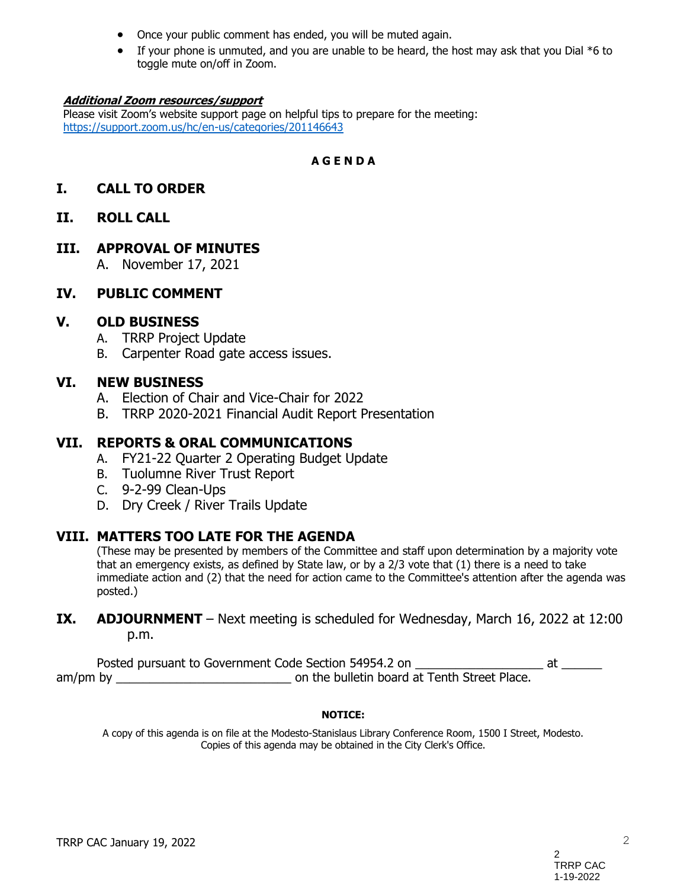- Once your public comment has ended, you will be muted again.
- If your phone is unmuted, and you are unable to be heard, the host may ask that you Dial *6 to toggle mute on/off in Zoom.

***Additional Zoom resources/support***

Please visit Zoom's website support page on helpful tips to prepare for the meeting:
https://support.zoom.us/hc/en-us/categories/201146643

**A G E N D A**

## I. CALL TO ORDER

## II. ROLL CALL

## III. APPROVAL OF MINUTES

A. November 17, 2021

## IV. PUBLIC COMMENT

## V. OLD BUSINESS

A. TRRP Project Update
B. Carpenter Road gate access issues.

## VI. NEW BUSINESS

A. Election of Chair and Vice-Chair for 2022
B. TRRP 2020-2021 Financial Audit Report Presentation

## VII. REPORTS & ORAL COMMUNICATIONS

A. FY21-22 Quarter 2 Operating Budget Update
B. Tuolumne River Trust Report
C. 9-2-99 Clean-Ups
D. Dry Creek / River Trails Update

## VIII. MATTERS TOO LATE FOR THE AGENDA

(These may be presented by members of the Committee and staff upon determination by a majority vote that an emergency exists, as defined by State law, or by a 2/3 vote that (1) there is a need to take immediate action and (2) that the need for action came to the Committee's attention after the agenda was posted.)

## IX. ADJOURNMENT – Next meeting is scheduled for Wednesday, March 16, 2022 at 12:00 p.m.

Posted pursuant to Government Code Section 54954.2 on __________________ at ______ am/pm by _________________________ on the bulletin board at Tenth Street Place.

**NOTICE:**

A copy of this agenda is on file at the Modesto-Stanislaus Library Conference Room, 1500 I Street, Modesto. Copies of this agenda may be obtained in the City Clerk's Office.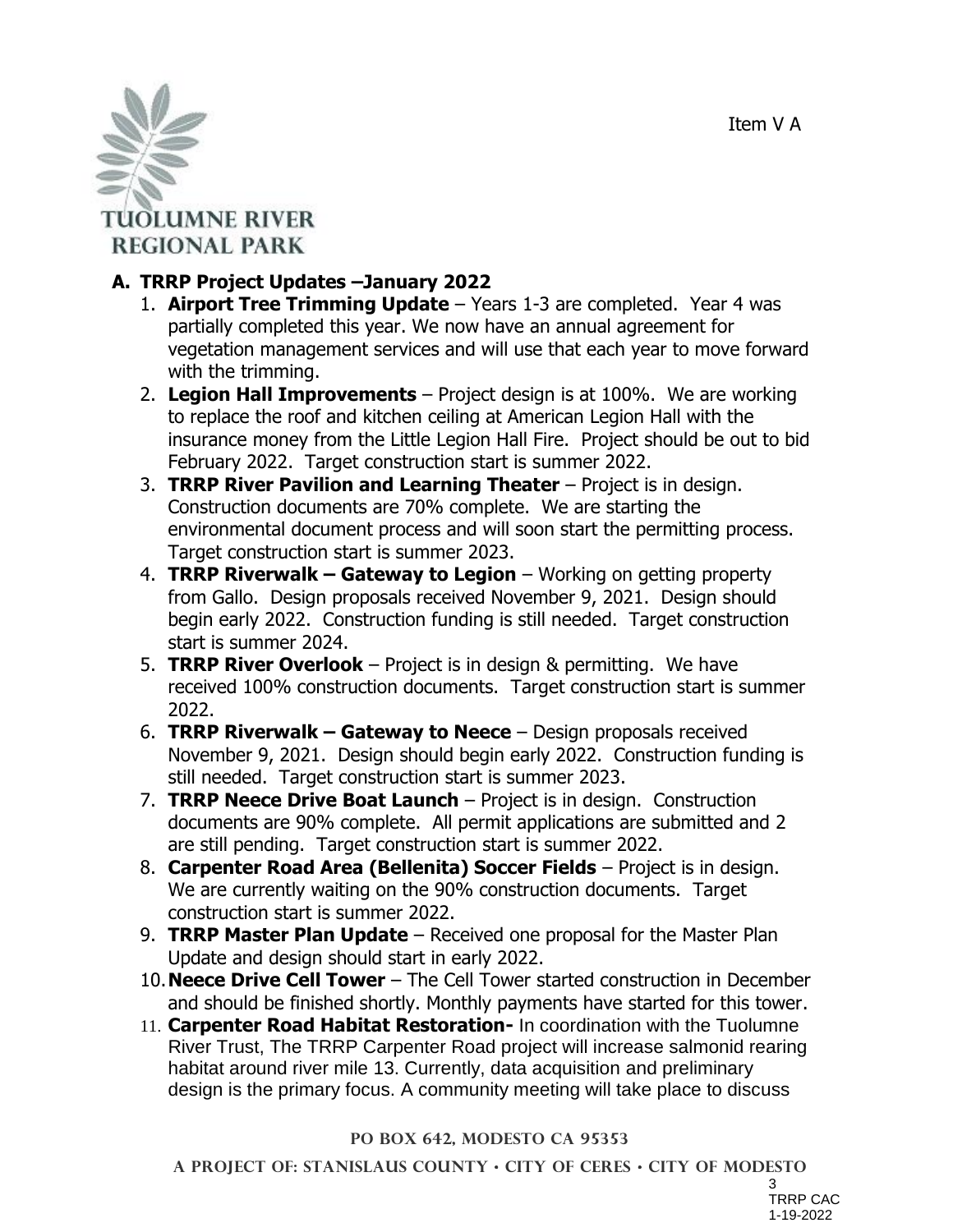Item V A

TUOLUMNE RIVER REGIONAL PARK

## A. TRRP Project Updates –January 2022

1. **Airport Tree Trimming Update** – Years 1-3 are completed. Year 4 was partially completed this year. We now have an annual agreement for vegetation management services and will use that each year to move forward with the trimming.
2. **Legion Hall Improvements** – Project design is at 100%. We are working to replace the roof and kitchen ceiling at American Legion Hall with the insurance money from the Little Legion Hall Fire. Project should be out to bid February 2022. Target construction start is summer 2022.
3. **TRRP River Pavilion and Learning Theater** – Project is in design. Construction documents are 70% complete. We are starting the environmental document process and will soon start the permitting process. Target construction start is summer 2023.
4. **TRRP Riverwalk – Gateway to Legion** – Working on getting property from Gallo. Design proposals received November 9, 2021. Design should begin early 2022. Construction funding is still needed. Target construction start is summer 2024.
5. **TRRP River Overlook** – Project is in design & permitting. We have received 100% construction documents. Target construction start is summer 2022.
6. **TRRP Riverwalk – Gateway to Neece** – Design proposals received November 9, 2021. Design should begin early 2022. Construction funding is still needed. Target construction start is summer 2023.
7. **TRRP Neece Drive Boat Launch** – Project is in design. Construction documents are 90% complete. All permit applications are submitted and 2 are still pending. Target construction start is summer 2022.
8. **Carpenter Road Area (Bellenita) Soccer Fields** – Project is in design. We are currently waiting on the 90% construction documents. Target construction start is summer 2022.
9. **TRRP Master Plan Update** – Received one proposal for the Master Plan Update and design should start in early 2022.
10. **Neece Drive Cell Tower** – The Cell Tower started construction in December and should be finished shortly. Monthly payments have started for this tower.
11. **Carpenter Road Habitat Restoration-** In coordination with the Tuolumne River Trust, The TRRP Carpenter Road project will increase salmonid rearing habitat around river mile 13. Currently, data acquisition and preliminary design is the primary focus. A community meeting will take place to discuss

PO BOX 642, MODESTO CA 95353

A PROJECT OF: STANISLAUS COUNTY • CITY OF CERES • CITY OF MODESTO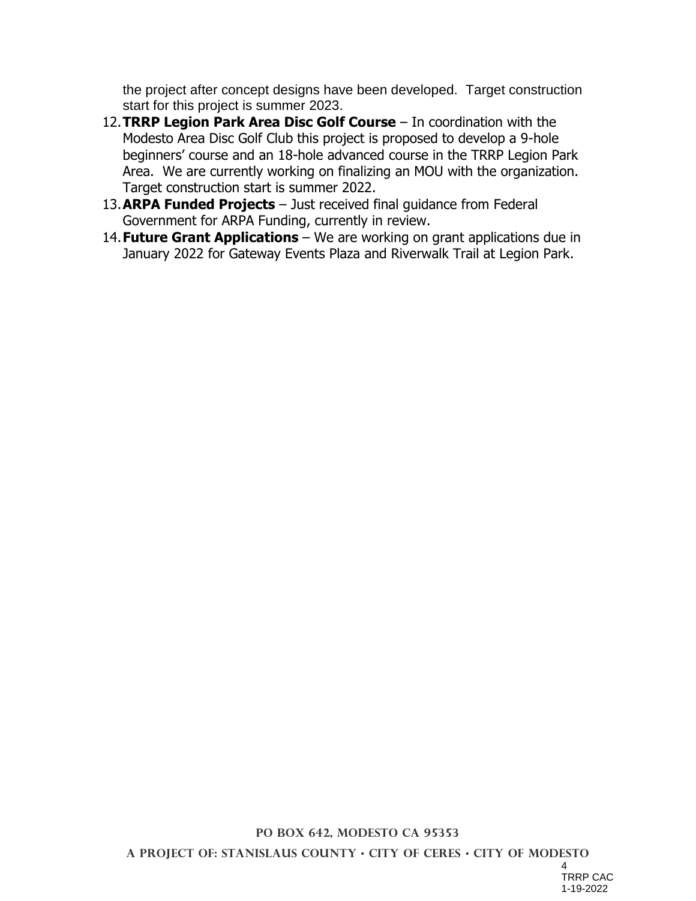the project after concept designs have been developed. Target construction start for this project is summer 2023.

12. **TRRP Legion Park Area Disc Golf Course** – In coordination with the Modesto Area Disc Golf Club this project is proposed to develop a 9-hole beginners' course and an 18-hole advanced course in the TRRP Legion Park Area. We are currently working on finalizing an MOU with the organization. Target construction start is summer 2022.
13. **ARPA Funded Projects** – Just received final guidance from Federal Government for ARPA Funding, currently in review.
14. **Future Grant Applications** – We are working on grant applications due in January 2022 for Gateway Events Plaza and Riverwalk Trail at Legion Park.

PO BOX 642, MODESTO CA 95353

A PROJECT OF: STANISLAUS COUNTY • CITY OF CERES • CITY OF MODESTO

TRRP CAC
1-19-2022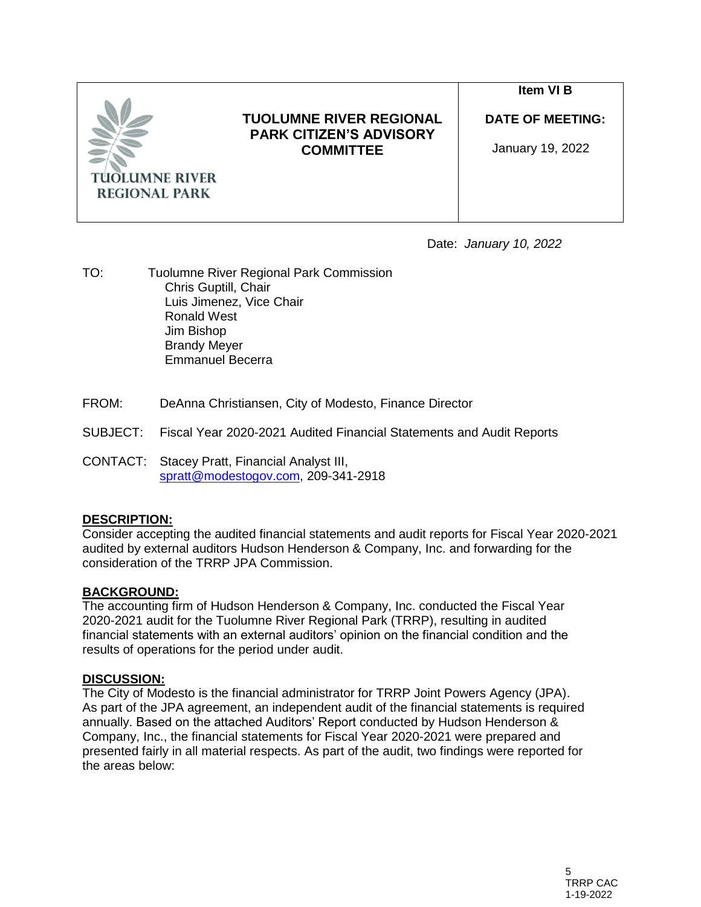| TUOLUMNE RIVER REGIONAL PARK | TUOLUMNE RIVER REGIONAL PARK CITIZEN'S ADVISORY COMMITTEE | Item VI B<br><br>DATE OF MEETING:<br><br>January 19, 2022 |
|---|---|---|

Date: *January 10, 2022*

TO: Tuolumne River Regional Park Commission
Chris Guptill, Chair
Luis Jimenez, Vice Chair
Ronald West
Jim Bishop
Brandy Meyer
Emmanuel Becerra

FROM: DeAnna Christiansen, City of Modesto, Finance Director

SUBJECT: Fiscal Year 2020-2021 Audited Financial Statements and Audit Reports

CONTACT: Stacey Pratt, Financial Analyst III, spratt@modestogov.com, 209-341-2918

**DESCRIPTION:**

Consider accepting the audited financial statements and audit reports for Fiscal Year 2020-2021 audited by external auditors Hudson Henderson & Company, Inc. and forwarding for the consideration of the TRRP JPA Commission.

**BACKGROUND:**

The accounting firm of Hudson Henderson & Company, Inc. conducted the Fiscal Year 2020-2021 audit for the Tuolumne River Regional Park (TRRP), resulting in audited financial statements with an external auditors' opinion on the financial condition and the results of operations for the period under audit.

**DISCUSSION:**

The City of Modesto is the financial administrator for TRRP Joint Powers Agency (JPA). As part of the JPA agreement, an independent audit of the financial statements is required annually. Based on the attached Auditors' Report conducted by Hudson Henderson & Company, Inc., the financial statements for Fiscal Year 2020-2021 were prepared and presented fairly in all material respects. As part of the audit, two findings were reported for the areas below: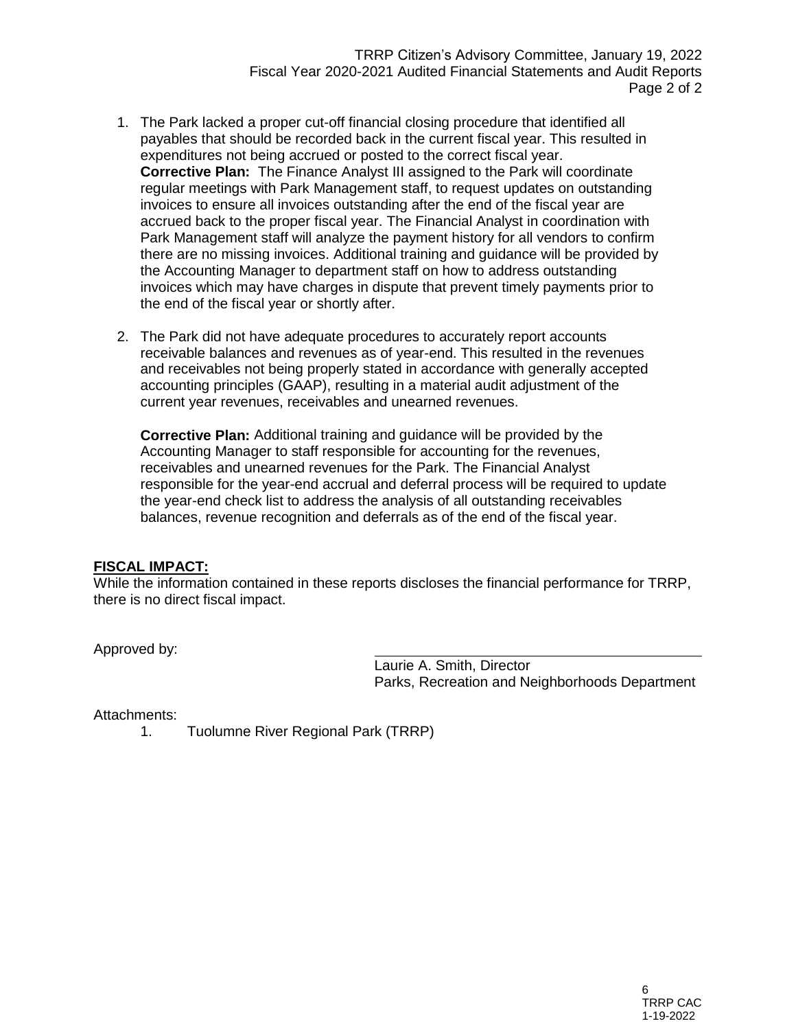1. The Park lacked a proper cut-off financial closing procedure that identified all payables that should be recorded back in the current fiscal year. This resulted in expenditures not being accrued or posted to the correct fiscal year.
   **Corrective Plan:** The Finance Analyst III assigned to the Park will coordinate regular meetings with Park Management staff, to request updates on outstanding invoices to ensure all invoices outstanding after the end of the fiscal year are accrued back to the proper fiscal year. The Financial Analyst in coordination with Park Management staff will analyze the payment history for all vendors to confirm there are no missing invoices. Additional training and guidance will be provided by the Accounting Manager to department staff on how to address outstanding invoices which may have charges in dispute that prevent timely payments prior to the end of the fiscal year or shortly after.

2. The Park did not have adequate procedures to accurately report accounts receivable balances and revenues as of year-end. This resulted in the revenues and receivables not being properly stated in accordance with generally accepted accounting principles (GAAP), resulting in a material audit adjustment of the current year revenues, receivables and unearned revenues.

   **Corrective Plan:** Additional training and guidance will be provided by the Accounting Manager to staff responsible for accounting for the revenues, receivables and unearned revenues for the Park. The Financial Analyst responsible for the year-end accrual and deferral process will be required to update the year-end check list to address the analysis of all outstanding receivables balances, revenue recognition and deferrals as of the end of the fiscal year.

**FISCAL IMPACT:**

While the information contained in these reports discloses the financial performance for TRRP, there is no direct fiscal impact.

Approved by:

Laurie A. Smith, Director
Parks, Recreation and Neighborhoods Department

Attachments:

1. Tuolumne River Regional Park (TRRP)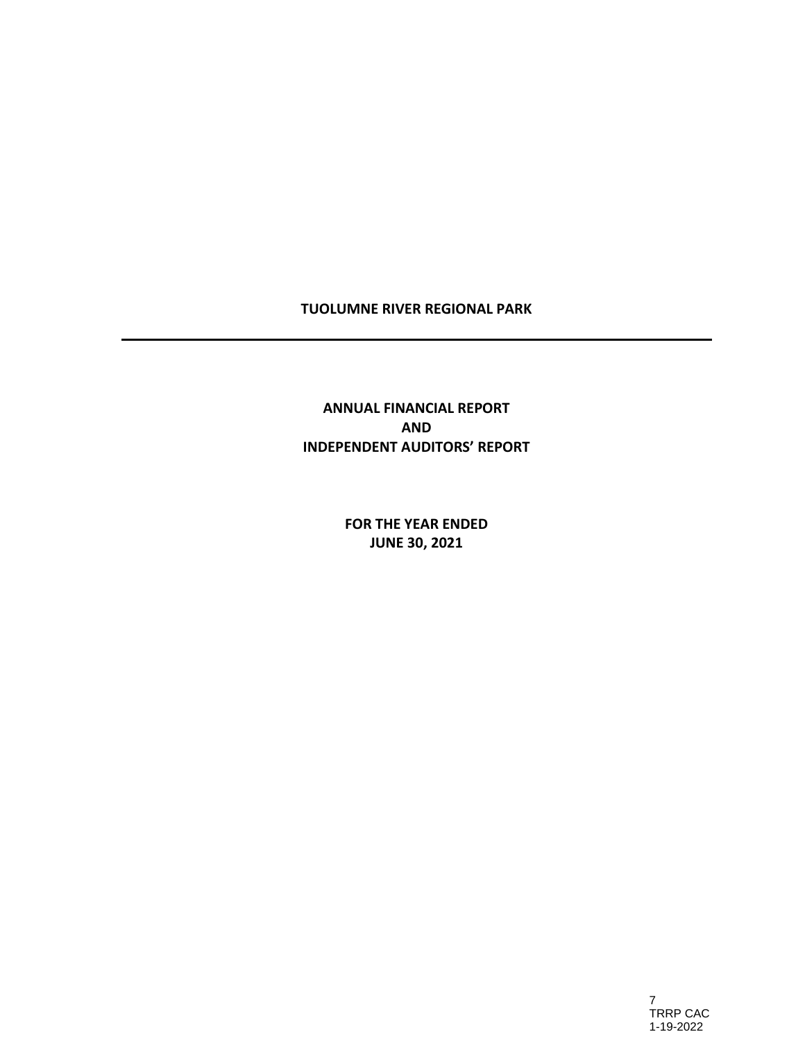# TUOLUMNE RIVER REGIONAL PARK

---

## ANNUAL FINANCIAL REPORT
## AND
## INDEPENDENT AUDITORS' REPORT

### FOR THE YEAR ENDED
### JUNE 30, 2021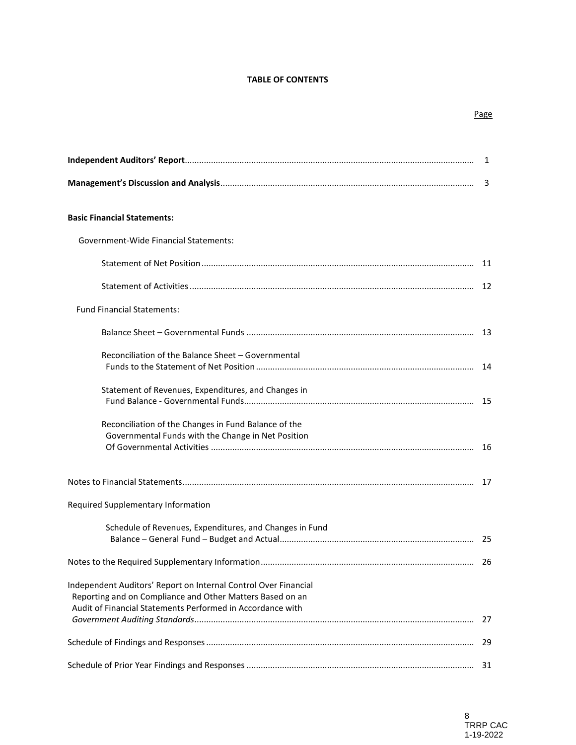# TABLE OF CONTENTS

| | Page |
|---|---|
| **Independent Auditors' Report** | 1 |
| **Management's Discussion and Analysis** | 3 |
| **Basic Financial Statements:** | |
| Government-Wide Financial Statements: | |
| Statement of Net Position | 11 |
| Statement of Activities | 12 |
| Fund Financial Statements: | |
| Balance Sheet – Governmental Funds | 13 |
| Reconciliation of the Balance Sheet – Governmental Funds to the Statement of Net Position | 14 |
| Statement of Revenues, Expenditures, and Changes in Fund Balance - Governmental Funds | 15 |
| Reconciliation of the Changes in Fund Balance of the Governmental Funds with the Change in Net Position Of Governmental Activities | 16 |
| Notes to Financial Statements | 17 |
| Required Supplementary Information | |
| Schedule of Revenues, Expenditures, and Changes in Fund Balance – General Fund – Budget and Actual | 25 |
| Notes to the Required Supplementary Information | 26 |
| Independent Auditors' Report on Internal Control Over Financial Reporting and on Compliance and Other Matters Based on an Audit of Financial Statements Performed in Accordance with *Government Auditing Standards* | 27 |
| Schedule of Findings and Responses | 29 |
| Schedule of Prior Year Findings and Responses | 31 |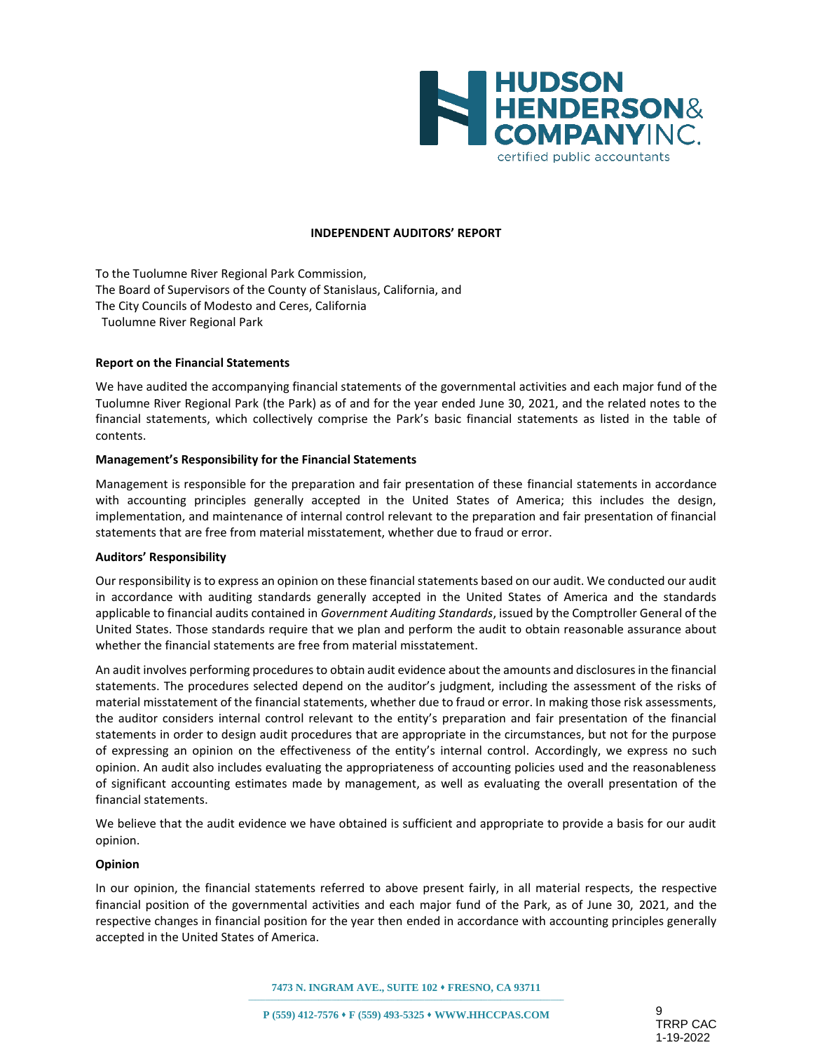**HUDSON HENDERSON & COMPANY INC.**
certified public accountants

## INDEPENDENT AUDITORS' REPORT

To the Tuolumne River Regional Park Commission,
The Board of Supervisors of the County of Stanislaus, California, and
The City Councils of Modesto and Ceres, California
Tuolumne River Regional Park

### Report on the Financial Statements

We have audited the accompanying financial statements of the governmental activities and each major fund of the Tuolumne River Regional Park (the Park) as of and for the year ended June 30, 2021, and the related notes to the financial statements, which collectively comprise the Park's basic financial statements as listed in the table of contents.

### Management's Responsibility for the Financial Statements

Management is responsible for the preparation and fair presentation of these financial statements in accordance with accounting principles generally accepted in the United States of America; this includes the design, implementation, and maintenance of internal control relevant to the preparation and fair presentation of financial statements that are free from material misstatement, whether due to fraud or error.

### Auditors' Responsibility

Our responsibility is to express an opinion on these financial statements based on our audit. We conducted our audit in accordance with auditing standards generally accepted in the United States of America and the standards applicable to financial audits contained in *Government Auditing Standards*, issued by the Comptroller General of the United States. Those standards require that we plan and perform the audit to obtain reasonable assurance about whether the financial statements are free from material misstatement.

An audit involves performing procedures to obtain audit evidence about the amounts and disclosures in the financial statements. The procedures selected depend on the auditor's judgment, including the assessment of the risks of material misstatement of the financial statements, whether due to fraud or error. In making those risk assessments, the auditor considers internal control relevant to the entity's preparation and fair presentation of the financial statements in order to design audit procedures that are appropriate in the circumstances, but not for the purpose of expressing an opinion on the effectiveness of the entity's internal control. Accordingly, we express no such opinion. An audit also includes evaluating the appropriateness of accounting policies used and the reasonableness of significant accounting estimates made by management, as well as evaluating the overall presentation of the financial statements.

We believe that the audit evidence we have obtained is sufficient and appropriate to provide a basis for our audit opinion.

### Opinion

In our opinion, the financial statements referred to above present fairly, in all material respects, the respective financial position of the governmental activities and each major fund of the Park, as of June 30, 2021, and the respective changes in financial position for the year then ended in accordance with accounting principles generally accepted in the United States of America.

7473 N. INGRAM AVE., SUITE 102 • FRESNO, CA 93711

P (559) 412-7576 • F (559) 493-5325 • WWW.HHCCPAS.COM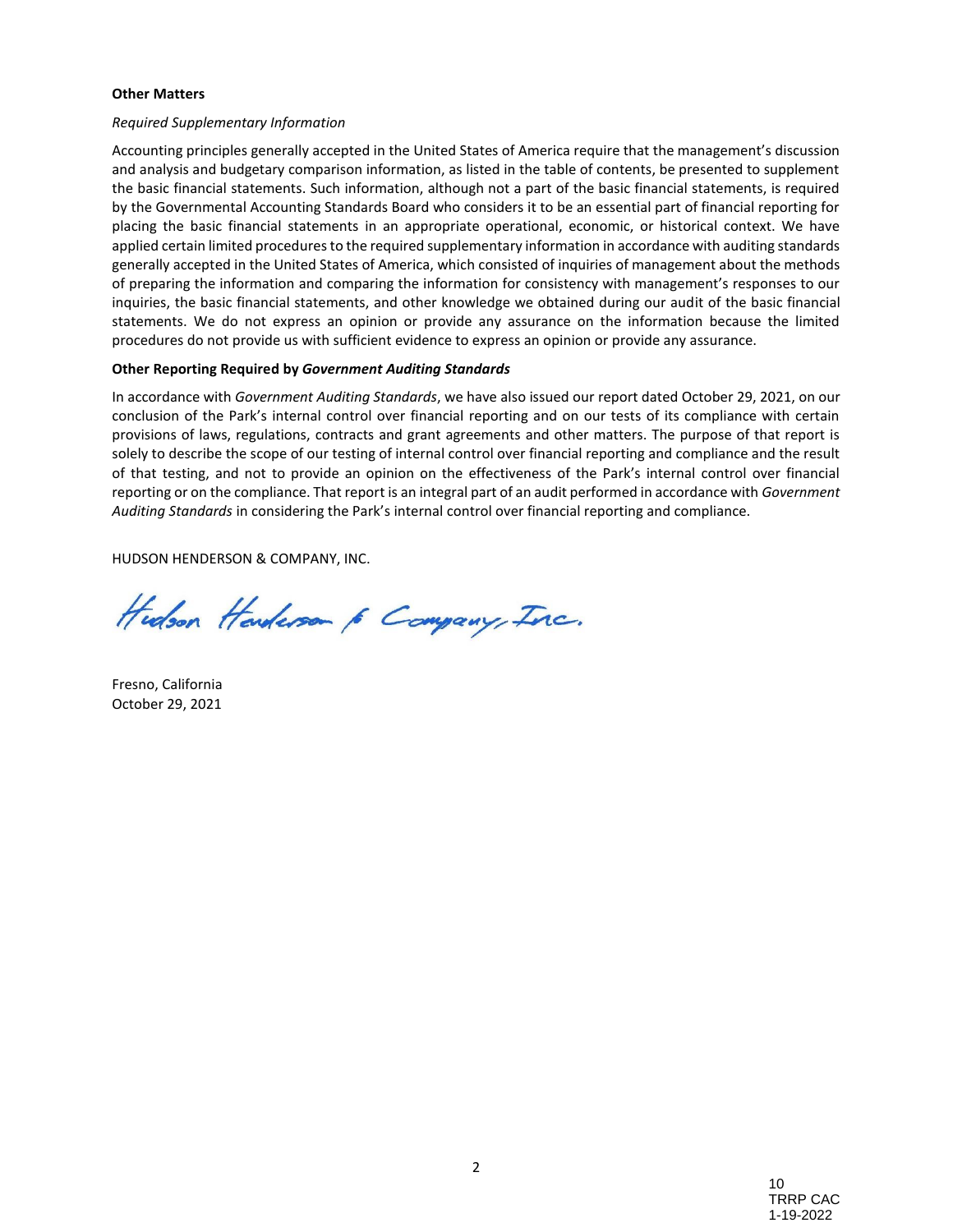**Other Matters**

*Required Supplementary Information*

Accounting principles generally accepted in the United States of America require that the management's discussion and analysis and budgetary comparison information, as listed in the table of contents, be presented to supplement the basic financial statements. Such information, although not a part of the basic financial statements, is required by the Governmental Accounting Standards Board who considers it to be an essential part of financial reporting for placing the basic financial statements in an appropriate operational, economic, or historical context. We have applied certain limited procedures to the required supplementary information in accordance with auditing standards generally accepted in the United States of America, which consisted of inquiries of management about the methods of preparing the information and comparing the information for consistency with management's responses to our inquiries, the basic financial statements, and other knowledge we obtained during our audit of the basic financial statements. We do not express an opinion or provide any assurance on the information because the limited procedures do not provide us with sufficient evidence to express an opinion or provide any assurance.

**Other Reporting Required by *Government Auditing Standards***

In accordance with *Government Auditing Standards*, we have also issued our report dated October 29, 2021, on our conclusion of the Park's internal control over financial reporting and on our tests of its compliance with certain provisions of laws, regulations, contracts and grant agreements and other matters. The purpose of that report is solely to describe the scope of our testing of internal control over financial reporting and compliance and the result of that testing, and not to provide an opinion on the effectiveness of the Park's internal control over financial reporting or on the compliance. That report is an integral part of an audit performed in accordance with *Government Auditing Standards* in considering the Park's internal control over financial reporting and compliance.

HUDSON HENDERSON & COMPANY, INC.

Hudson Henderson & Company, Inc.

Fresno, California
October 29, 2021

10
TRRP CAC
1-19-2022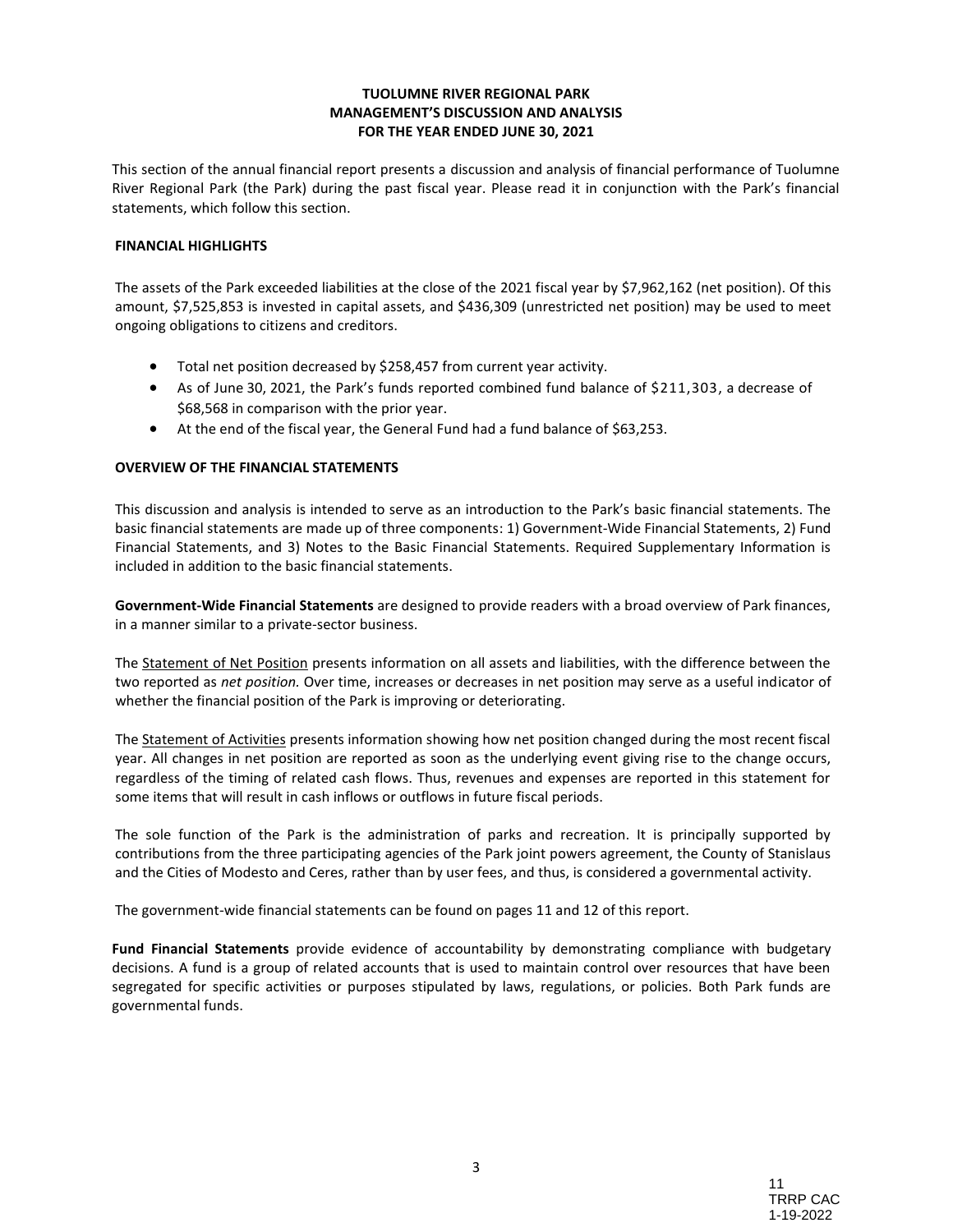# TUOLUMNE RIVER REGIONAL PARK
## MANAGEMENT'S DISCUSSION AND ANALYSIS
## FOR THE YEAR ENDED JUNE 30, 2021

This section of the annual financial report presents a discussion and analysis of financial performance of Tuolumne River Regional Park (the Park) during the past fiscal year. Please read it in conjunction with the Park's financial statements, which follow this section.

### FINANCIAL HIGHLIGHTS

The assets of the Park exceeded liabilities at the close of the 2021 fiscal year by $7,962,162 (net position). Of this amount, $7,525,853 is invested in capital assets, and $436,309 (unrestricted net position) may be used to meet ongoing obligations to citizens and creditors.

- Total net position decreased by $258,457 from current year activity.
- As of June 30, 2021, the Park's funds reported combined fund balance of $211,303, a decrease of $68,568 in comparison with the prior year.
- At the end of the fiscal year, the General Fund had a fund balance of $63,253.

### OVERVIEW OF THE FINANCIAL STATEMENTS

This discussion and analysis is intended to serve as an introduction to the Park's basic financial statements. The basic financial statements are made up of three components: 1) Government-Wide Financial Statements, 2) Fund Financial Statements, and 3) Notes to the Basic Financial Statements. Required Supplementary Information is included in addition to the basic financial statements.

**Government-Wide Financial Statements** are designed to provide readers with a broad overview of Park finances, in a manner similar to a private-sector business.

The Statement of Net Position presents information on all assets and liabilities, with the difference between the two reported as *net position.* Over time, increases or decreases in net position may serve as a useful indicator of whether the financial position of the Park is improving or deteriorating.

The Statement of Activities presents information showing how net position changed during the most recent fiscal year. All changes in net position are reported as soon as the underlying event giving rise to the change occurs, regardless of the timing of related cash flows. Thus, revenues and expenses are reported in this statement for some items that will result in cash inflows or outflows in future fiscal periods.

The sole function of the Park is the administration of parks and recreation. It is principally supported by contributions from the three participating agencies of the Park joint powers agreement, the County of Stanislaus and the Cities of Modesto and Ceres, rather than by user fees, and thus, is considered a governmental activity.

The government-wide financial statements can be found on pages 11 and 12 of this report.

**Fund Financial Statements** provide evidence of accountability by demonstrating compliance with budgetary decisions. A fund is a group of related accounts that is used to maintain control over resources that have been segregated for specific activities or purposes stipulated by laws, regulations, or policies. Both Park funds are governmental funds.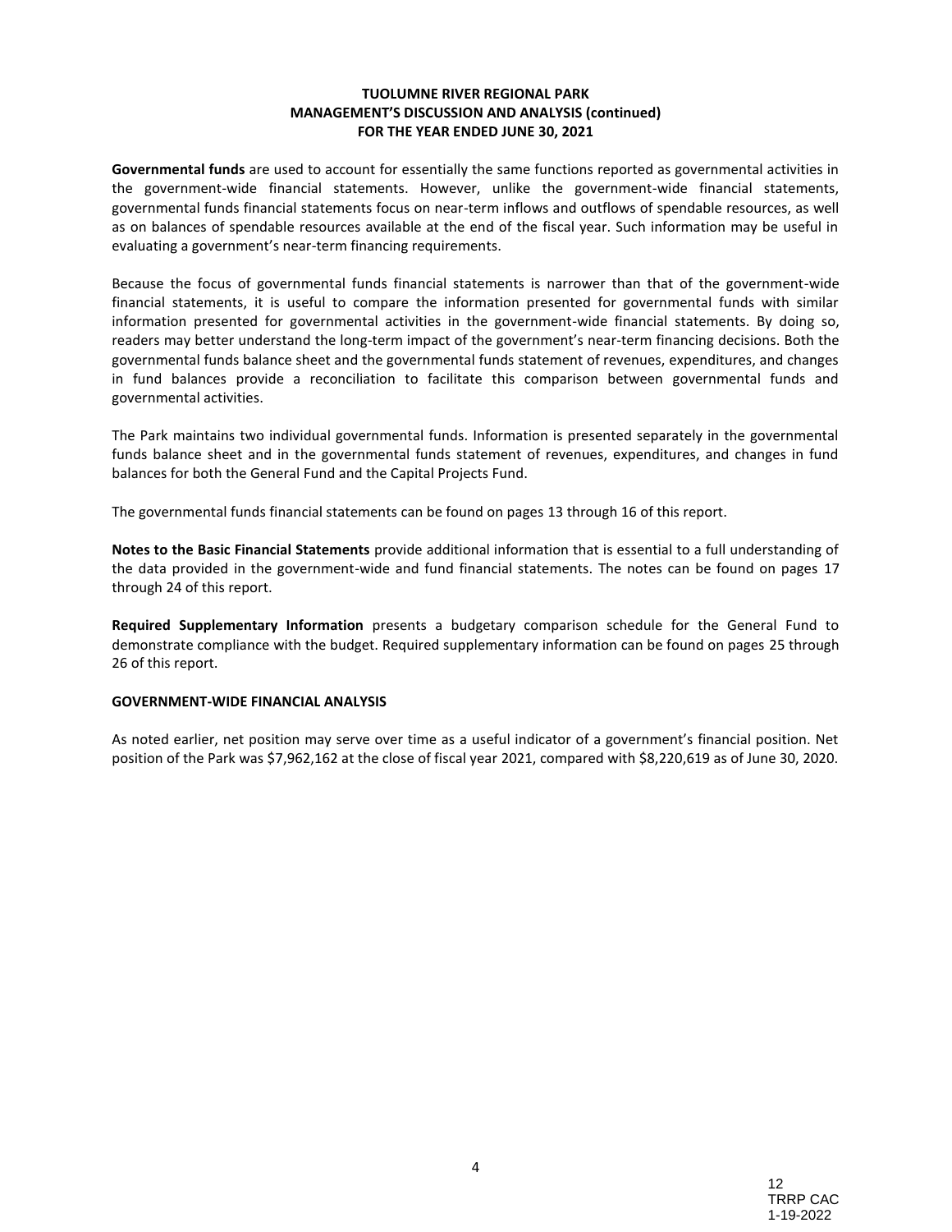**Governmental funds** are used to account for essentially the same functions reported as governmental activities in the government-wide financial statements. However, unlike the government-wide financial statements, governmental funds financial statements focus on near-term inflows and outflows of spendable resources, as well as on balances of spendable resources available at the end of the fiscal year. Such information may be useful in evaluating a government's near-term financing requirements.

Because the focus of governmental funds financial statements is narrower than that of the government-wide financial statements, it is useful to compare the information presented for governmental funds with similar information presented for governmental activities in the government-wide financial statements. By doing so, readers may better understand the long-term impact of the government's near-term financing decisions. Both the governmental funds balance sheet and the governmental funds statement of revenues, expenditures, and changes in fund balances provide a reconciliation to facilitate this comparison between governmental funds and governmental activities.

The Park maintains two individual governmental funds. Information is presented separately in the governmental funds balance sheet and in the governmental funds statement of revenues, expenditures, and changes in fund balances for both the General Fund and the Capital Projects Fund.

The governmental funds financial statements can be found on pages 13 through 16 of this report.

**Notes to the Basic Financial Statements** provide additional information that is essential to a full understanding of the data provided in the government-wide and fund financial statements. The notes can be found on pages 17 through 24 of this report.

**Required Supplementary Information** presents a budgetary comparison schedule for the General Fund to demonstrate compliance with the budget. Required supplementary information can be found on pages 25 through 26 of this report.

## GOVERNMENT-WIDE FINANCIAL ANALYSIS

As noted earlier, net position may serve over time as a useful indicator of a government's financial position. Net position of the Park was $7,962,162 at the close of fiscal year 2021, compared with $8,220,619 as of June 30, 2020.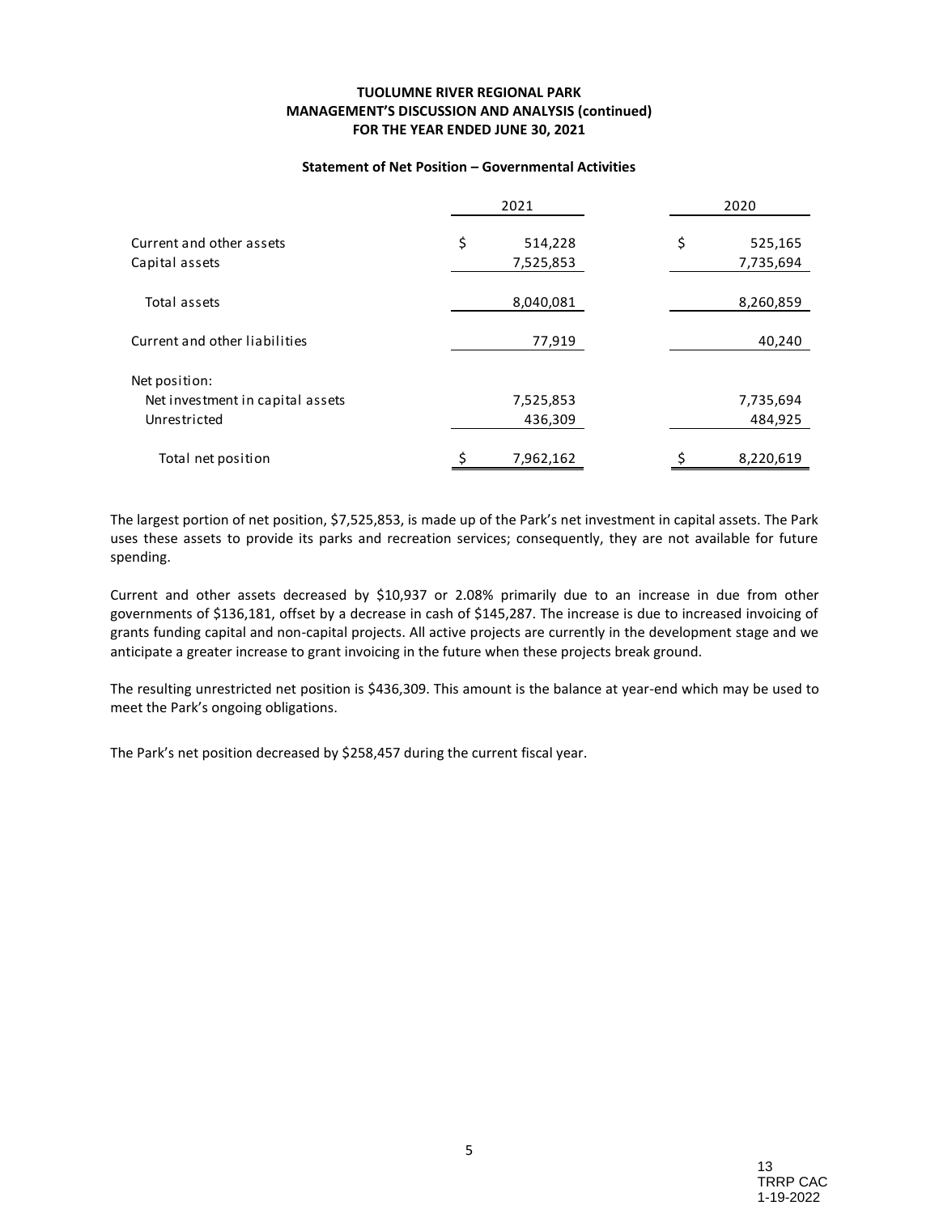**TUOLUMNE RIVER REGIONAL PARK**
**MANAGEMENT'S DISCUSSION AND ANALYSIS (continued)**
**FOR THE YEAR ENDED JUNE 30, 2021**

**Statement of Net Position – Governmental Activities**

| | 2021 | 2020 |
|---|---|---|
| Current and other assets | $ 514,228 | $ 525,165 |
| Capital assets | 7,525,853 | 7,735,694 |
| Total assets | 8,040,081 | 8,260,859 |
| Current and other liabilities | 77,919 | 40,240 |
| Net position: | | |
| Net investment in capital assets | 7,525,853 | 7,735,694 |
| Unrestricted | 436,309 | 484,925 |
| Total net position | $ 7,962,162 | $ 8,220,619 |

The largest portion of net position, $7,525,853, is made up of the Park's net investment in capital assets. The Park uses these assets to provide its parks and recreation services; consequently, they are not available for future spending.

Current and other assets decreased by $10,937 or 2.08% primarily due to an increase in due from other governments of $136,181, offset by a decrease in cash of $145,287. The increase is due to increased invoicing of grants funding capital and non-capital projects. All active projects are currently in the development stage and we anticipate a greater increase to grant invoicing in the future when these projects break ground.

The resulting unrestricted net position is $436,309. This amount is the balance at year-end which may be used to meet the Park's ongoing obligations.

The Park's net position decreased by $258,457 during the current fiscal year.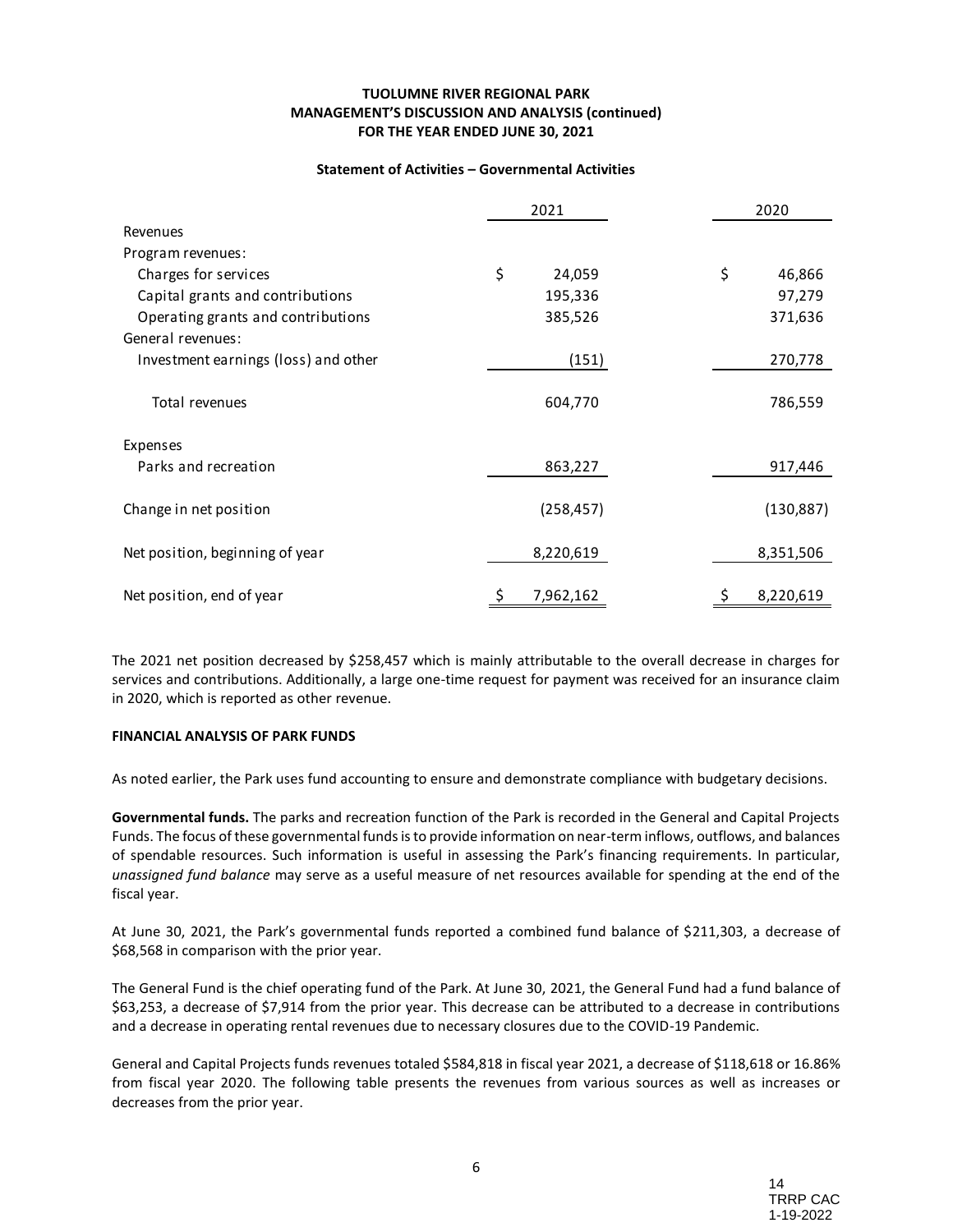**TUOLUMNE RIVER REGIONAL PARK**
**MANAGEMENT'S DISCUSSION AND ANALYSIS (continued)**
**FOR THE YEAR ENDED JUNE 30, 2021**

**Statement of Activities – Governmental Activities**

| | 2021 | 2020 |
|---|---|---|
| Revenues | | |
| Program revenues: | | |
| Charges for services | $ 24,059 | $ 46,866 |
| Capital grants and contributions | 195,336 | 97,279 |
| Operating grants and contributions | 385,526 | 371,636 |
| General revenues: | | |
| Investment earnings (loss) and other | (151) | 270,778 |
| Total revenues | 604,770 | 786,559 |
| Expenses | | |
| Parks and recreation | 863,227 | 917,446 |
| Change in net position | (258,457) | (130,887) |
| Net position, beginning of year | 8,220,619 | 8,351,506 |
| Net position, end of year | $ 7,962,162 | $ 8,220,619 |

The 2021 net position decreased by $258,457 which is mainly attributable to the overall decrease in charges for services and contributions. Additionally, a large one-time request for payment was received for an insurance claim in 2020, which is reported as other revenue.

**FINANCIAL ANALYSIS OF PARK FUNDS**

As noted earlier, the Park uses fund accounting to ensure and demonstrate compliance with budgetary decisions.

**Governmental funds.** The parks and recreation function of the Park is recorded in the General and Capital Projects Funds. The focus of these governmental funds is to provide information on near-term inflows, outflows, and balances of spendable resources. Such information is useful in assessing the Park's financing requirements. In particular, *unassigned fund balance* may serve as a useful measure of net resources available for spending at the end of the fiscal year.

At June 30, 2021, the Park's governmental funds reported a combined fund balance of $211,303, a decrease of $68,568 in comparison with the prior year.

The General Fund is the chief operating fund of the Park. At June 30, 2021, the General Fund had a fund balance of $63,253, a decrease of $7,914 from the prior year. This decrease can be attributed to a decrease in contributions and a decrease in operating rental revenues due to necessary closures due to the COVID-19 Pandemic.

General and Capital Projects funds revenues totaled $584,818 in fiscal year 2021, a decrease of $118,618 or 16.86% from fiscal year 2020. The following table presents the revenues from various sources as well as increases or decreases from the prior year.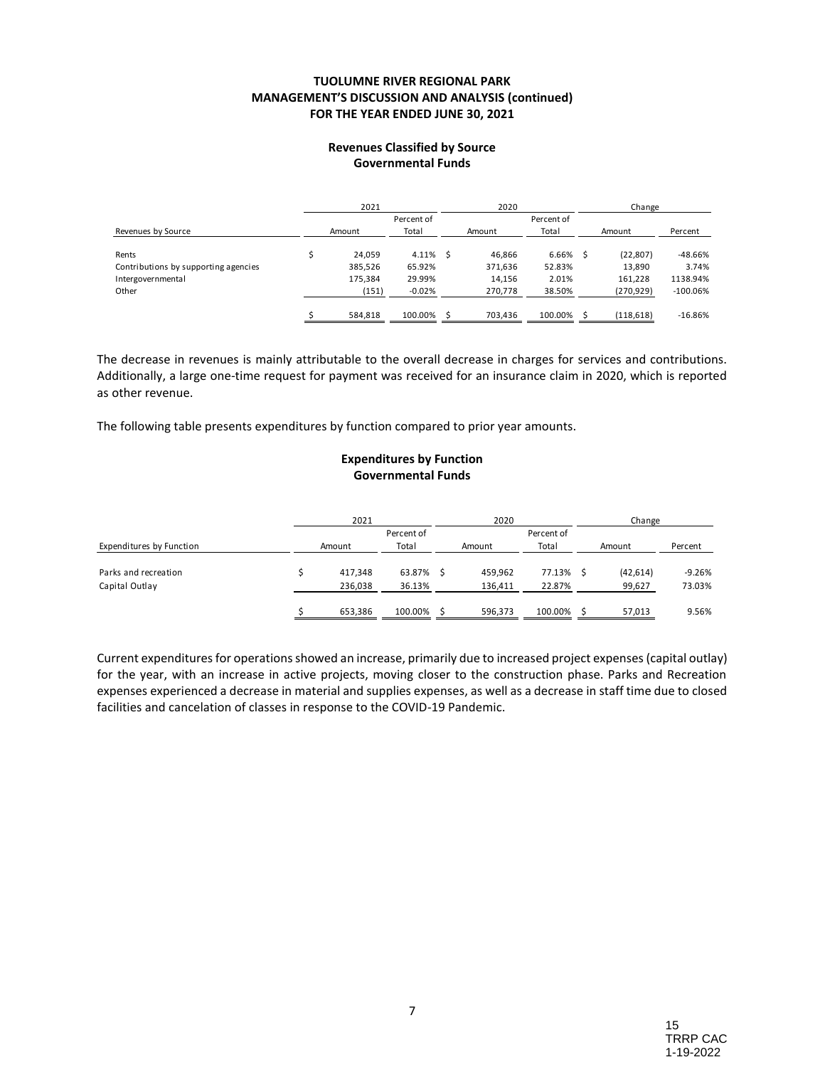**TUOLUMNE RIVER REGIONAL PARK**
**MANAGEMENT'S DISCUSSION AND ANALYSIS (continued)**
**FOR THE YEAR ENDED JUNE 30, 2021**

**Revenues Classified by Source**
**Governmental Funds**

| | 2021 | | 2020 | | Change | |
|---|---|---|---|---|---|---|
| Revenues by Source | Amount | Percent of Total | Amount | Percent of Total | Amount | Percent |
| Rents | $ 24,059 | 4.11% | $ 46,866 | 6.66% | $ (22,807) | -48.66% |
| Contributions by supporting agencies | 385,526 | 65.92% | 371,636 | 52.83% | 13,890 | 3.74% |
| Intergovernmental | 175,384 | 29.99% | 14,156 | 2.01% | 161,228 | 1138.94% |
| Other | (151) | -0.02% | 270,778 | 38.50% | (270,929) | -100.06% |
| | $ 584,818 | 100.00% | $ 703,436 | 100.00% | $ (118,618) | -16.86% |

The decrease in revenues is mainly attributable to the overall decrease in charges for services and contributions. Additionally, a large one-time request for payment was received for an insurance claim in 2020, which is reported as other revenue.

The following table presents expenditures by function compared to prior year amounts.

**Expenditures by Function**
**Governmental Funds**

| | 2021 | | 2020 | | Change | |
|---|---|---|---|---|---|---|
| Expenditures by Function | Amount | Percent of Total | Amount | Percent of Total | Amount | Percent |
| Parks and recreation | $ 417,348 | 63.87% | $ 459,962 | 77.13% | $ (42,614) | -9.26% |
| Capital Outlay | 236,038 | 36.13% | 136,411 | 22.87% | 99,627 | 73.03% |
| | $ 653,386 | 100.00% | $ 596,373 | 100.00% | $ 57,013 | 9.56% |

Current expenditures for operations showed an increase, primarily due to increased project expenses (capital outlay) for the year, with an increase in active projects, moving closer to the construction phase. Parks and Recreation expenses experienced a decrease in material and supplies expenses, as well as a decrease in staff time due to closed facilities and cancelation of classes in response to the COVID-19 Pandemic.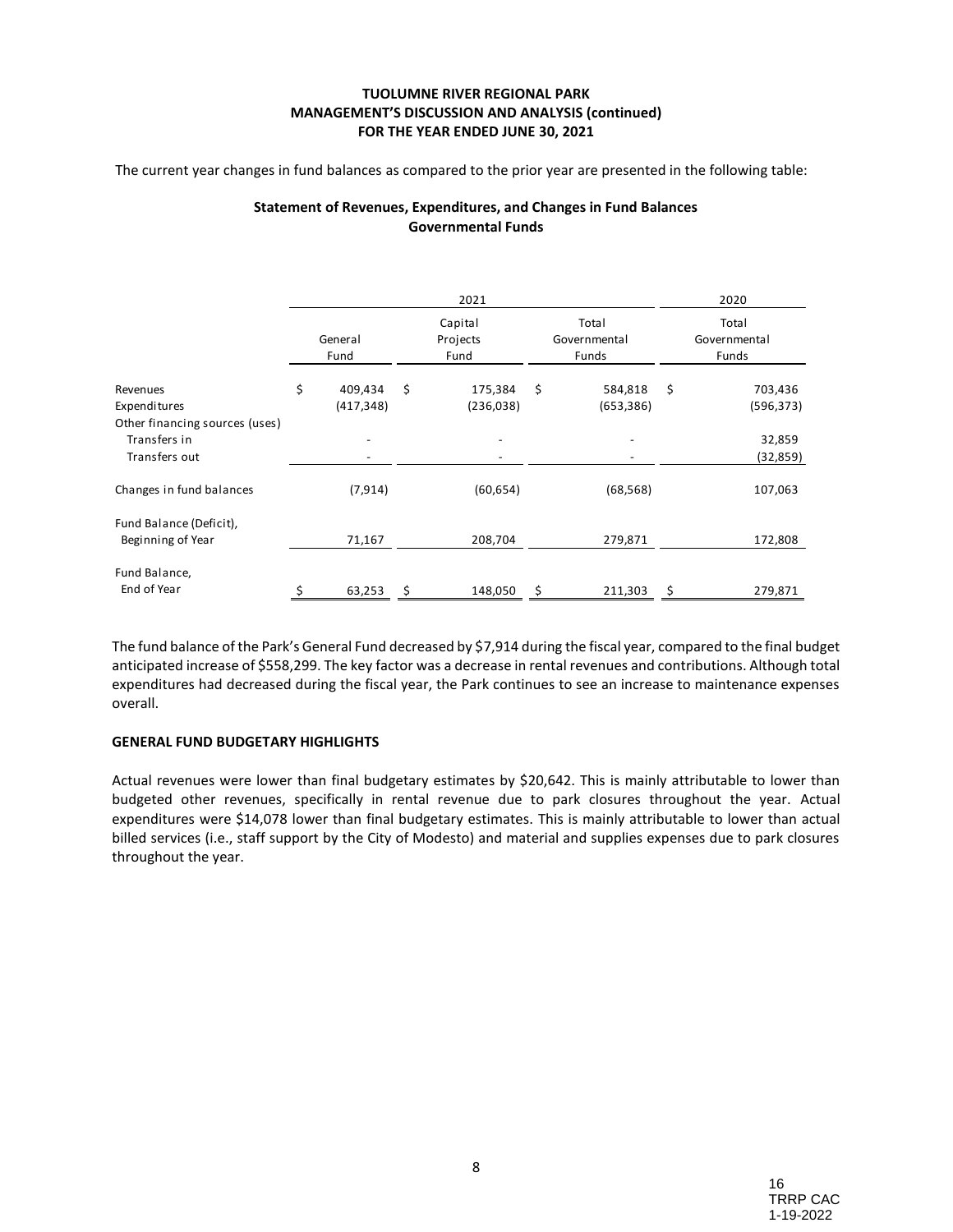**TUOLUMNE RIVER REGIONAL PARK**
**MANAGEMENT'S DISCUSSION AND ANALYSIS (continued)**
**FOR THE YEAR ENDED JUNE 30, 2021**

The current year changes in fund balances as compared to the prior year are presented in the following table:

**Statement of Revenues, Expenditures, and Changes in Fund Balances**
**Governmental Funds**

| | 2021 | | | 2020 |
|---|---|---|---|---|
| | General Fund | Capital Projects Fund | Total Governmental Funds | Total Governmental Funds |
| Revenues | $ 409,434 | $ 175,384 | $ 584,818 | $ 703,436 |
| Expenditures | (417,348) | (236,038) | (653,386) | (596,373) |
| Other financing sources (uses) | | | | |
| Transfers in | - | - | - | 32,859 |
| Transfers out | - | - | - | (32,859) |
| Changes in fund balances | (7,914) | (60,654) | (68,568) | 107,063 |
| Fund Balance (Deficit), Beginning of Year | 71,167 | 208,704 | 279,871 | 172,808 |
| Fund Balance, End of Year | $ 63,253 | $ 148,050 | $ 211,303 | $ 279,871 |

The fund balance of the Park's General Fund decreased by $7,914 during the fiscal year, compared to the final budget anticipated increase of $558,299. The key factor was a decrease in rental revenues and contributions. Although total expenditures had decreased during the fiscal year, the Park continues to see an increase to maintenance expenses overall.

**GENERAL FUND BUDGETARY HIGHLIGHTS**

Actual revenues were lower than final budgetary estimates by $20,642. This is mainly attributable to lower than budgeted other revenues, specifically in rental revenue due to park closures throughout the year. Actual expenditures were $14,078 lower than final budgetary estimates. This is mainly attributable to lower than actual billed services (i.e., staff support by the City of Modesto) and material and supplies expenses due to park closures throughout the year.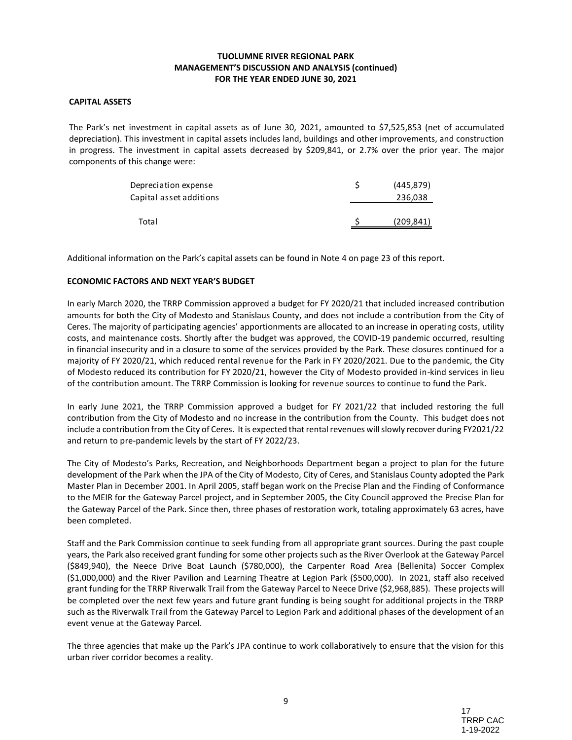**TUOLUMNE RIVER REGIONAL PARK**
**MANAGEMENT'S DISCUSSION AND ANALYSIS (continued)**
**FOR THE YEAR ENDED JUNE 30, 2021**

## CAPITAL ASSETS

The Park's net investment in capital assets as of June 30, 2021, amounted to $7,525,853 (net of accumulated depreciation). This investment in capital assets includes land, buildings and other improvements, and construction in progress. The investment in capital assets decreased by $209,841, or 2.7% over the prior year. The major components of this change were:

| | | |
|---|---|---|
| Depreciation expense | $ | (445,879) |
| Capital asset additions | | 236,038 |
| Total | $ | (209,841) |

Additional information on the Park's capital assets can be found in Note 4 on page 23 of this report.

## ECONOMIC FACTORS AND NEXT YEAR'S BUDGET

In early March 2020, the TRRP Commission approved a budget for FY 2020/21 that included increased contribution amounts for both the City of Modesto and Stanislaus County, and does not include a contribution from the City of Ceres. The majority of participating agencies' apportionments are allocated to an increase in operating costs, utility costs, and maintenance costs. Shortly after the budget was approved, the COVID-19 pandemic occurred, resulting in financial insecurity and in a closure to some of the services provided by the Park. These closures continued for a majority of FY 2020/21, which reduced rental revenue for the Park in FY 2020/2021. Due to the pandemic, the City of Modesto reduced its contribution for FY 2020/21, however the City of Modesto provided in-kind services in lieu of the contribution amount. The TRRP Commission is looking for revenue sources to continue to fund the Park.

In early June 2021, the TRRP Commission approved a budget for FY 2021/22 that included restoring the full contribution from the City of Modesto and no increase in the contribution from the County. This budget does not include a contribution from the City of Ceres. It is expected that rental revenues will slowly recover during FY2021/22 and return to pre-pandemic levels by the start of FY 2022/23.

The City of Modesto's Parks, Recreation, and Neighborhoods Department began a project to plan for the future development of the Park when the JPA of the City of Modesto, City of Ceres, and Stanislaus County adopted the Park Master Plan in December 2001. In April 2005, staff began work on the Precise Plan and the Finding of Conformance to the MEIR for the Gateway Parcel project, and in September 2005, the City Council approved the Precise Plan for the Gateway Parcel of the Park. Since then, three phases of restoration work, totaling approximately 63 acres, have been completed.

Staff and the Park Commission continue to seek funding from all appropriate grant sources. During the past couple years, the Park also received grant funding for some other projects such as the River Overlook at the Gateway Parcel ($849,940), the Neece Drive Boat Launch ($780,000), the Carpenter Road Area (Bellenita) Soccer Complex ($1,000,000) and the River Pavilion and Learning Theatre at Legion Park ($500,000). In 2021, staff also received grant funding for the TRRP Riverwalk Trail from the Gateway Parcel to Neece Drive ($2,968,885). These projects will be completed over the next few years and future grant funding is being sought for additional projects in the TRRP such as the Riverwalk Trail from the Gateway Parcel to Legion Park and additional phases of the development of an event venue at the Gateway Parcel.

The three agencies that make up the Park's JPA continue to work collaboratively to ensure that the vision for this urban river corridor becomes a reality.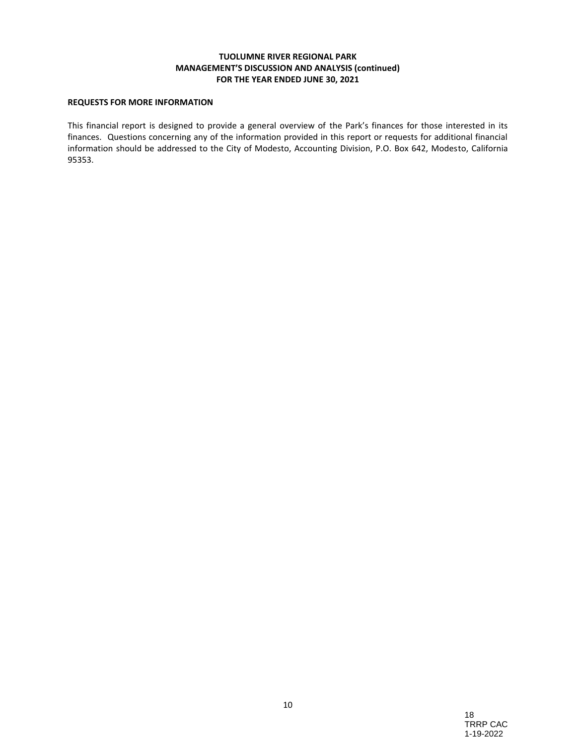**TUOLUMNE RIVER REGIONAL PARK**
**MANAGEMENT'S DISCUSSION AND ANALYSIS (continued)**
**FOR THE YEAR ENDED JUNE 30, 2021**

## REQUESTS FOR MORE INFORMATION

This financial report is designed to provide a general overview of the Park's finances for those interested in its finances. Questions concerning any of the information provided in this report or requests for additional financial information should be addressed to the City of Modesto, Accounting Division, P.O. Box 642, Modesto, California 95353.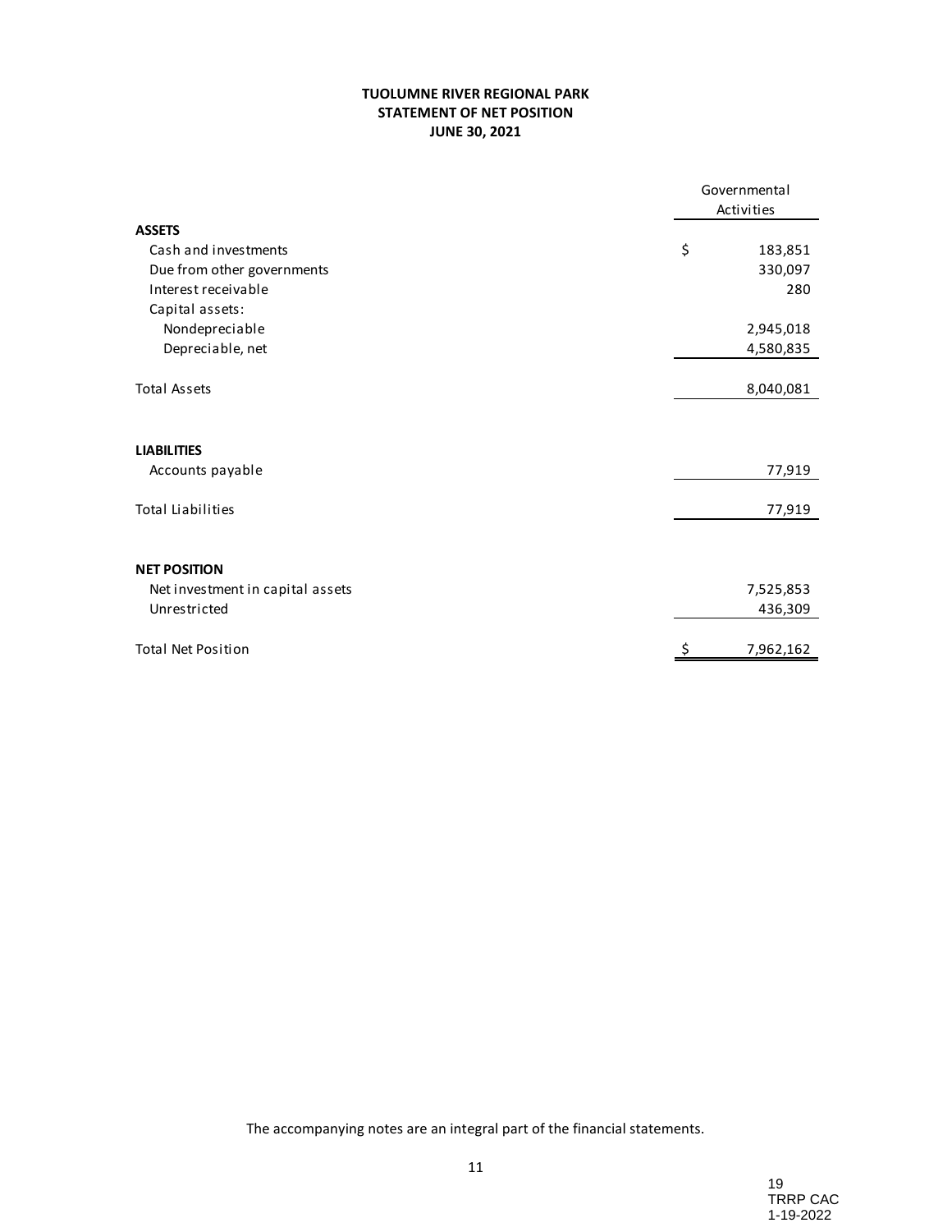# TUOLUMNE RIVER REGIONAL PARK
## STATEMENT OF NET POSITION
### JUNE 30, 2021

| | Governmental Activities |
|---|---|
| **ASSETS** | |
| Cash and investments | $ 183,851 |
| Due from other governments | 330,097 |
| Interest receivable | 280 |
| Capital assets: | |
| Nondepreciable | 2,945,018 |
| Depreciable, net | 4,580,835 |
| Total Assets | 8,040,081 |
| **LIABILITIES** | |
| Accounts payable | 77,919 |
| Total Liabilities | 77,919 |
| **NET POSITION** | |
| Net investment in capital assets | 7,525,853 |
| Unrestricted | 436,309 |
| Total Net Position | $ 7,962,162 |

The accompanying notes are an integral part of the financial statements.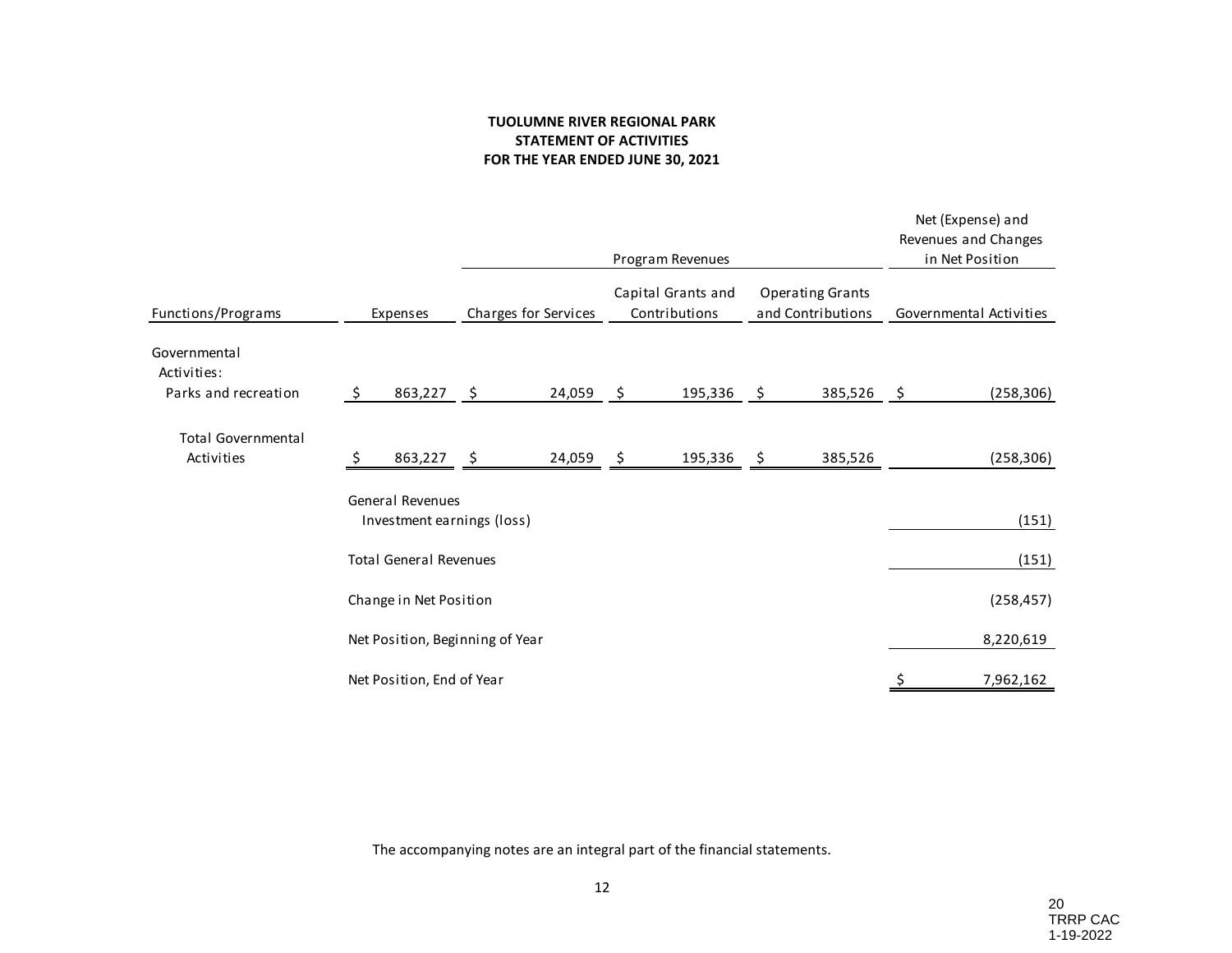**TUOLUMNE RIVER REGIONAL PARK**
**STATEMENT OF ACTIVITIES**
**FOR THE YEAR ENDED JUNE 30, 2021**

| | | Program Revenues | | | Net (Expense) and Revenues and Changes in Net Position |
|---|---|---|---|---|---|
| Functions/Programs | Expenses | Charges for Services | Capital Grants and Contributions | Operating Grants and Contributions | Governmental Activities |
| Governmental Activities: | | | | | |
| Parks and recreation | $ 863,227 | $ 24,059 | $ 195,336 | $ 385,526 | $ (258,306) |
| Total Governmental Activities | $ 863,227 | $ 24,059 | $ 195,336 | $ 385,526 | (258,306) |
| General Revenues | | | | | |
| Investment earnings (loss) | | | | | (151) |
| Total General Revenues | | | | | (151) |
| Change in Net Position | | | | | (258,457) |
| Net Position, Beginning of Year | | | | | 8,220,619 |
| Net Position, End of Year | | | | | $ 7,962,162 |

The accompanying notes are an integral part of the financial statements.

20
TRRP CAC
1-19-2022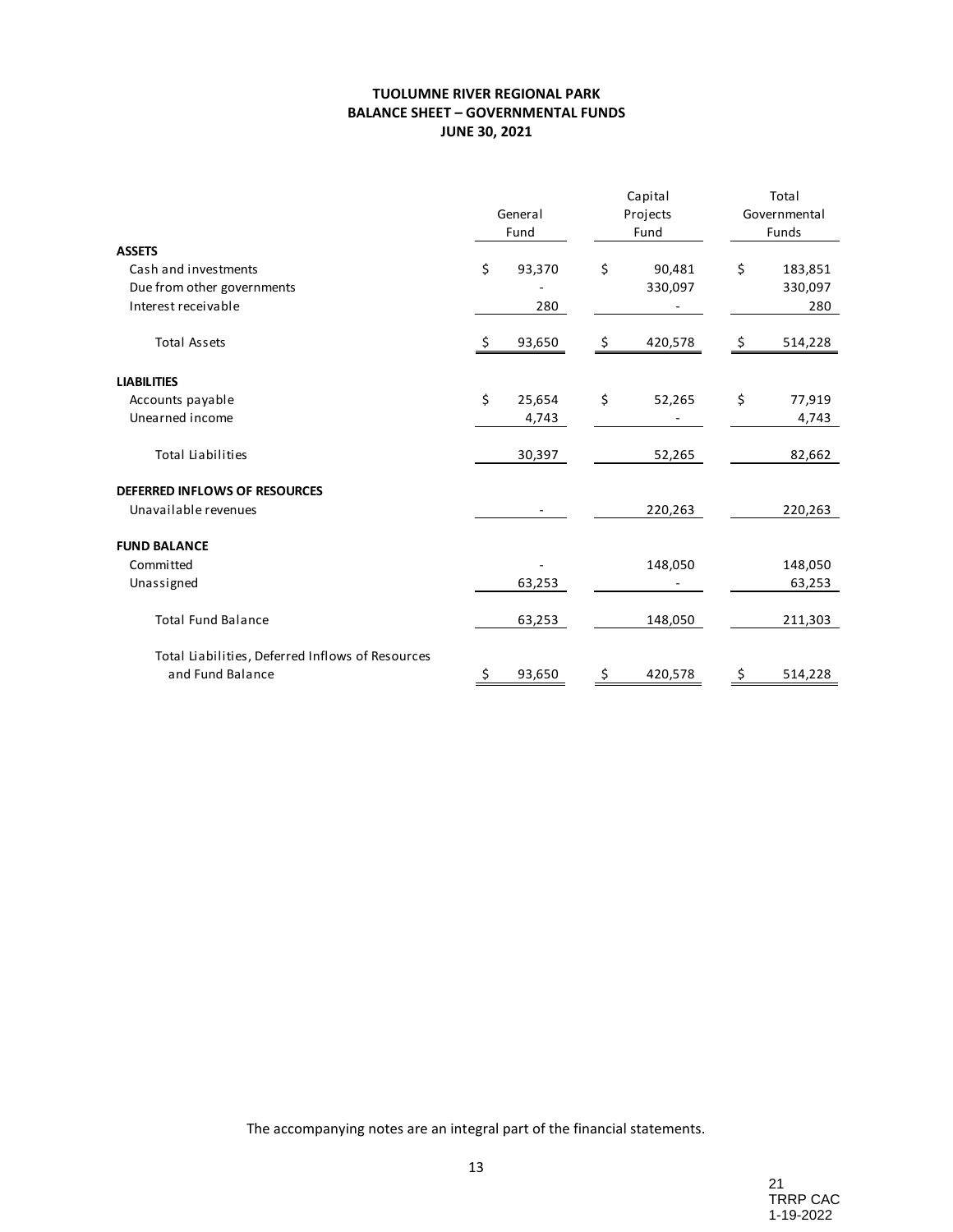**TUOLUMNE RIVER REGIONAL PARK**
**BALANCE SHEET – GOVERNMENTAL FUNDS**
**JUNE 30, 2021**

| | General Fund | Capital Projects Fund | Total Governmental Funds |
|---|---|---|---|
| **ASSETS** | | | |
| Cash and investments | $ 93,370 | $ 90,481 | $ 183,851 |
| Due from other governments | - | 330,097 | 330,097 |
| Interest receivable | 280 | - | 280 |
| Total Assets | $ 93,650 | $ 420,578 | $ 514,228 |
| **LIABILITIES** | | | |
| Accounts payable | $ 25,654 | $ 52,265 | $ 77,919 |
| Unearned income | 4,743 | - | 4,743 |
| Total Liabilities | 30,397 | 52,265 | 82,662 |
| **DEFERRED INFLOWS OF RESOURCES** | | | |
| Unavailable revenues | - | 220,263 | 220,263 |
| **FUND BALANCE** | | | |
| Committed | - | 148,050 | 148,050 |
| Unassigned | 63,253 | - | 63,253 |
| Total Fund Balance | 63,253 | 148,050 | 211,303 |
| Total Liabilities, Deferred Inflows of Resources and Fund Balance | $ 93,650 | $ 420,578 | $ 514,228 |

The accompanying notes are an integral part of the financial statements.

TRRP CAC
1-19-2022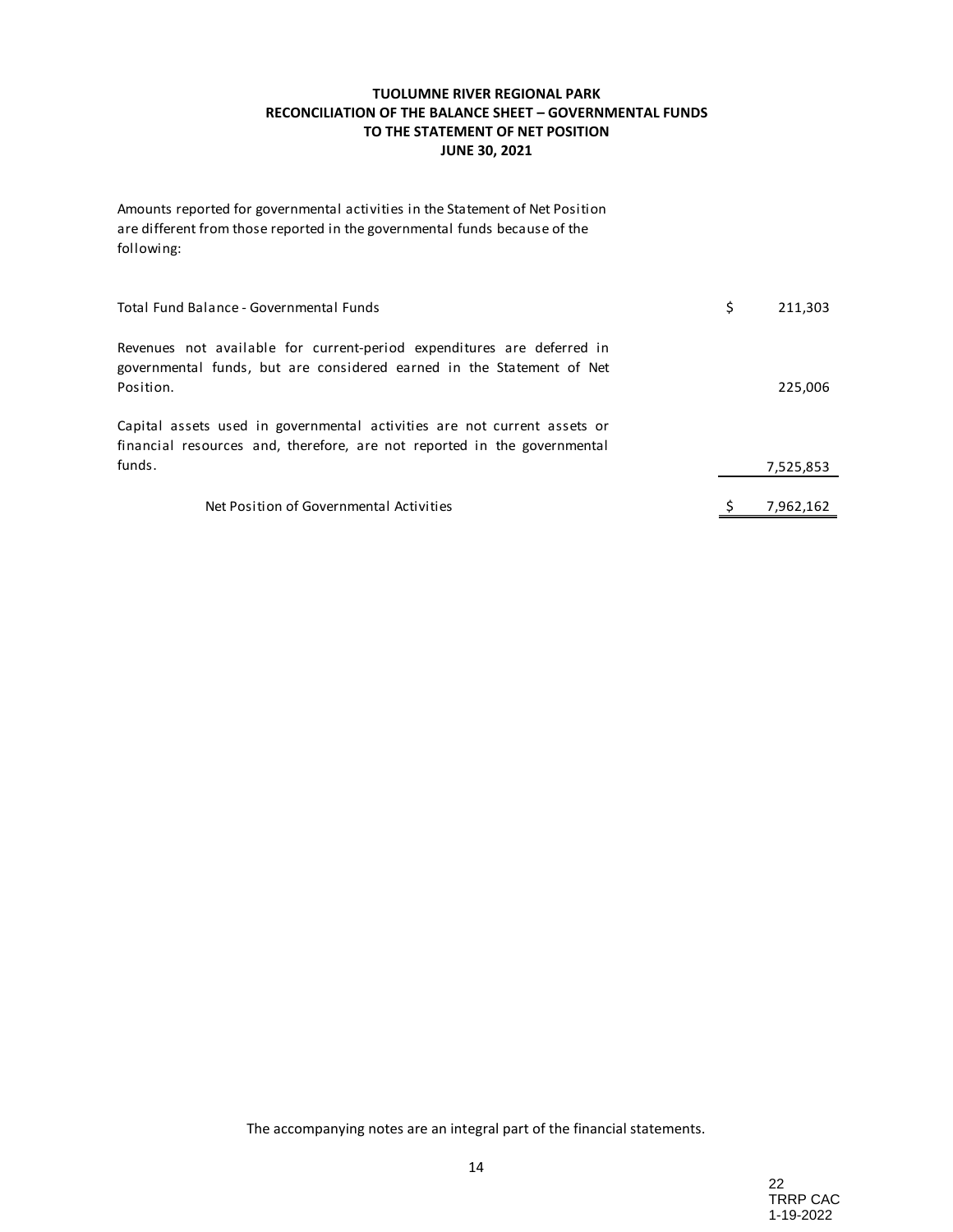**TUOLUMNE RIVER REGIONAL PARK**
**RECONCILIATION OF THE BALANCE SHEET – GOVERNMENTAL FUNDS**
**TO THE STATEMENT OF NET POSITION**
**JUNE 30, 2021**

Amounts reported for governmental activities in the Statement of Net Position are different from those reported in the governmental funds because of the following:

| | |
|---|---|
| Total Fund Balance - Governmental Funds | $ 211,303 |
| Revenues not available for current-period expenditures are deferred in governmental funds, but are considered earned in the Statement of Net Position. | 225,006 |
| Capital assets used in governmental activities are not current assets or financial resources and, therefore, are not reported in the governmental funds. | 7,525,853 |
| Net Position of Governmental Activities | $ 7,962,162 |

The accompanying notes are an integral part of the financial statements.

TRRP CAC
1-19-2022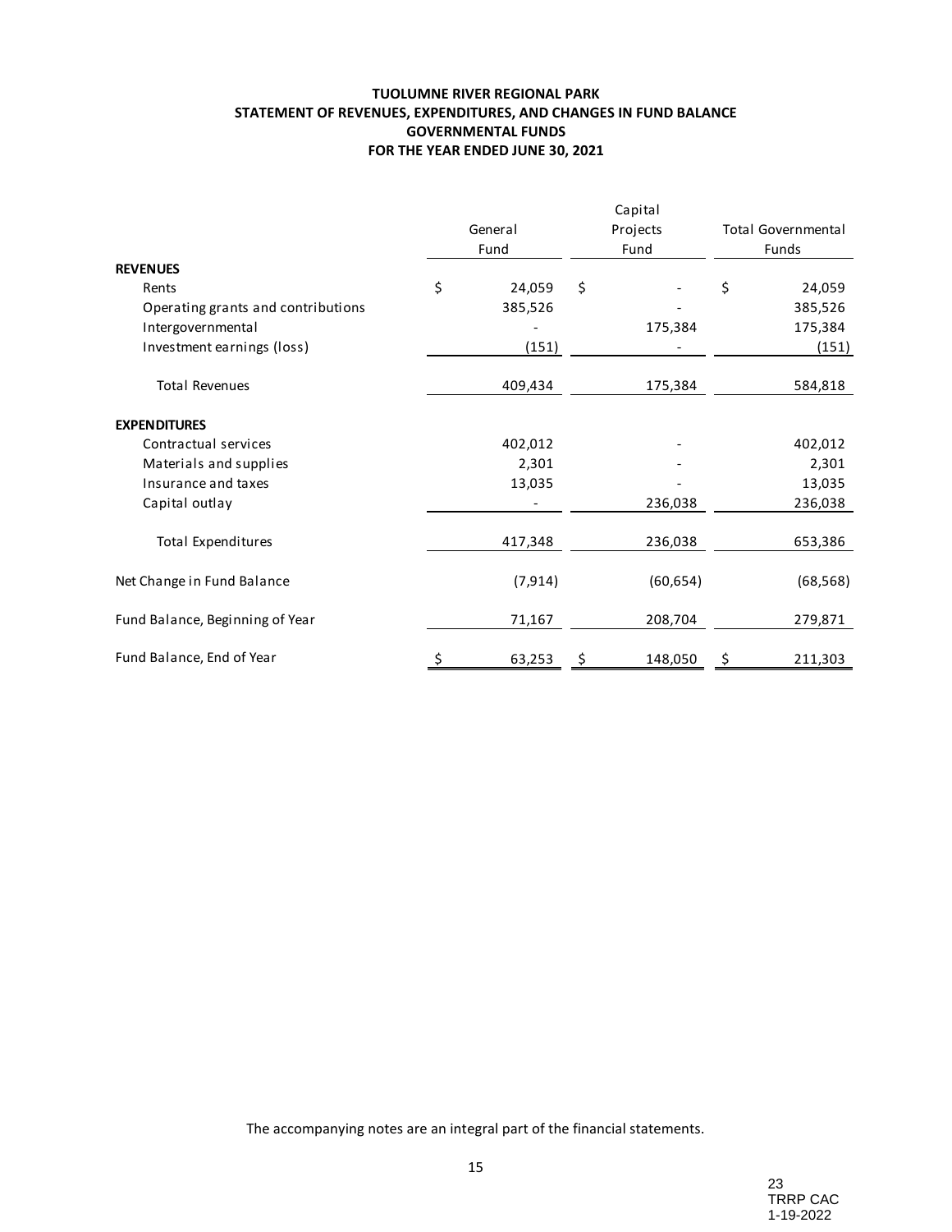**TUOLUMNE RIVER REGIONAL PARK**
**STATEMENT OF REVENUES, EXPENDITURES, AND CHANGES IN FUND BALANCE**
**GOVERNMENTAL FUNDS**
**FOR THE YEAR ENDED JUNE 30, 2021**

| | General Fund | Capital Projects Fund | Total Governmental Funds |
|---|---|---|---|
| **REVENUES** | | | |
| Rents | $ 24,059 | $ - | $ 24,059 |
| Operating grants and contributions | 385,526 | - | 385,526 |
| Intergovernmental | - | 175,384 | 175,384 |
| Investment earnings (loss) | (151) | - | (151) |
| Total Revenues | 409,434 | 175,384 | 584,818 |
| **EXPENDITURES** | | | |
| Contractual services | 402,012 | - | 402,012 |
| Materials and supplies | 2,301 | - | 2,301 |
| Insurance and taxes | 13,035 | - | 13,035 |
| Capital outlay | - | 236,038 | 236,038 |
| Total Expenditures | 417,348 | 236,038 | 653,386 |
| Net Change in Fund Balance | (7,914) | (60,654) | (68,568) |
| Fund Balance, Beginning of Year | 71,167 | 208,704 | 279,871 |
| Fund Balance, End of Year | $ 63,253 | $ 148,050 | $ 211,303 |

The accompanying notes are an integral part of the financial statements.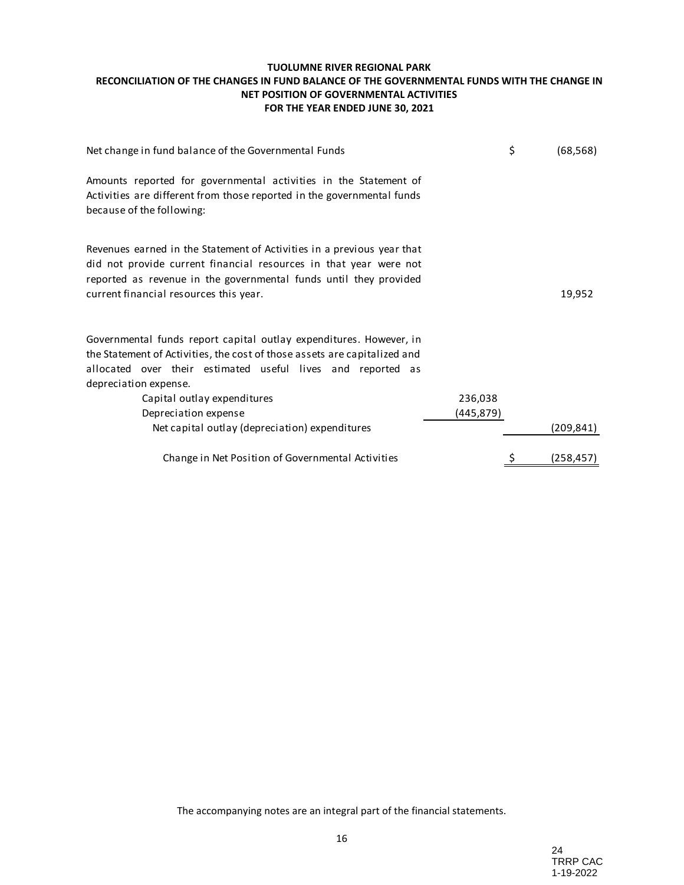**TUOLUMNE RIVER REGIONAL PARK**
**RECONCILIATION OF THE CHANGES IN FUND BALANCE OF THE GOVERNMENTAL FUNDS WITH THE CHANGE IN NET POSITION OF GOVERNMENTAL ACTIVITIES**
**FOR THE YEAR ENDED JUNE 30, 2021**

| | | |
|---|---|---|
| Net change in fund balance of the Governmental Funds | | $ (68,568) |
| Amounts reported for governmental activities in the Statement of Activities are different from those reported in the governmental funds because of the following: | | |
| Revenues earned in the Statement of Activities in a previous year that did not provide current financial resources in that year were not reported as revenue in the governmental funds until they provided current financial resources this year. | | 19,952 |
| Governmental funds report capital outlay expenditures. However, in the Statement of Activities, the cost of those assets are capitalized and allocated over their estimated useful lives and reported as depreciation expense. | | |
| Capital outlay expenditures | 236,038 | |
| Depreciation expense | (445,879) | |
| Net capital outlay (depreciation) expenditures | | (209,841) |
| Change in Net Position of Governmental Activities | | $ (258,457) |

The accompanying notes are an integral part of the financial statements.

24
TRRP CAC
1-19-2022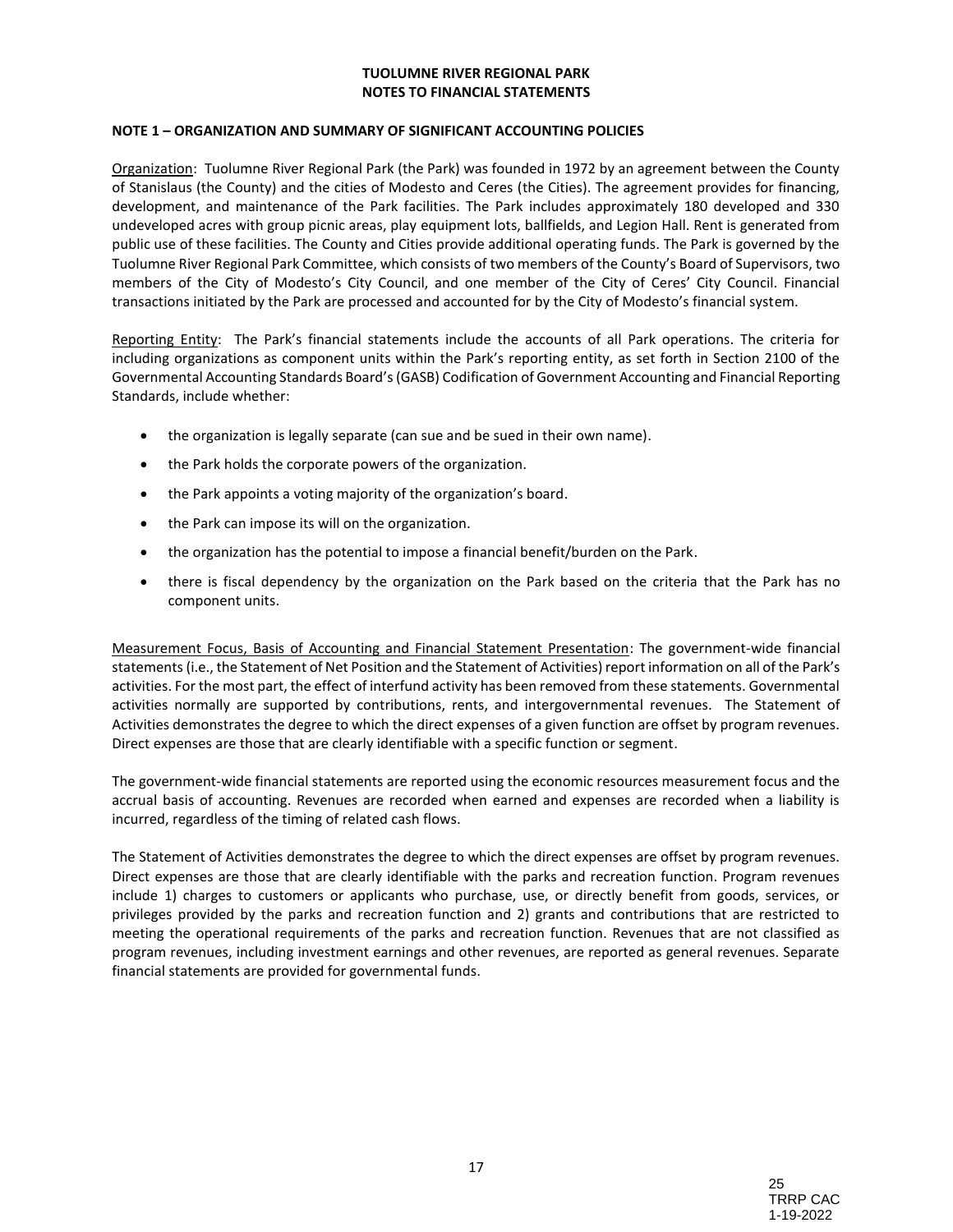**TUOLUMNE RIVER REGIONAL PARK**
**NOTES TO FINANCIAL STATEMENTS**

**NOTE 1 – ORGANIZATION AND SUMMARY OF SIGNIFICANT ACCOUNTING POLICIES**

Organization: Tuolumne River Regional Park (the Park) was founded in 1972 by an agreement between the County of Stanislaus (the County) and the cities of Modesto and Ceres (the Cities). The agreement provides for financing, development, and maintenance of the Park facilities. The Park includes approximately 180 developed and 330 undeveloped acres with group picnic areas, play equipment lots, ballfields, and Legion Hall. Rent is generated from public use of these facilities. The County and Cities provide additional operating funds. The Park is governed by the Tuolumne River Regional Park Committee, which consists of two members of the County's Board of Supervisors, two members of the City of Modesto's City Council, and one member of the City of Ceres' City Council. Financial transactions initiated by the Park are processed and accounted for by the City of Modesto's financial system.

Reporting Entity: The Park's financial statements include the accounts of all Park operations. The criteria for including organizations as component units within the Park's reporting entity, as set forth in Section 2100 of the Governmental Accounting Standards Board's (GASB) Codification of Government Accounting and Financial Reporting Standards, include whether:

- the organization is legally separate (can sue and be sued in their own name).
- the Park holds the corporate powers of the organization.
- the Park appoints a voting majority of the organization's board.
- the Park can impose its will on the organization.
- the organization has the potential to impose a financial benefit/burden on the Park.
- there is fiscal dependency by the organization on the Park based on the criteria that the Park has no component units.

Measurement Focus, Basis of Accounting and Financial Statement Presentation: The government-wide financial statements (i.e., the Statement of Net Position and the Statement of Activities) report information on all of the Park's activities. For the most part, the effect of interfund activity has been removed from these statements. Governmental activities normally are supported by contributions, rents, and intergovernmental revenues. The Statement of Activities demonstrates the degree to which the direct expenses of a given function are offset by program revenues. Direct expenses are those that are clearly identifiable with a specific function or segment.

The government-wide financial statements are reported using the economic resources measurement focus and the accrual basis of accounting. Revenues are recorded when earned and expenses are recorded when a liability is incurred, regardless of the timing of related cash flows.

The Statement of Activities demonstrates the degree to which the direct expenses are offset by program revenues. Direct expenses are those that are clearly identifiable with the parks and recreation function. Program revenues include 1) charges to customers or applicants who purchase, use, or directly benefit from goods, services, or privileges provided by the parks and recreation function and 2) grants and contributions that are restricted to meeting the operational requirements of the parks and recreation function. Revenues that are not classified as program revenues, including investment earnings and other revenues, are reported as general revenues. Separate financial statements are provided for governmental funds.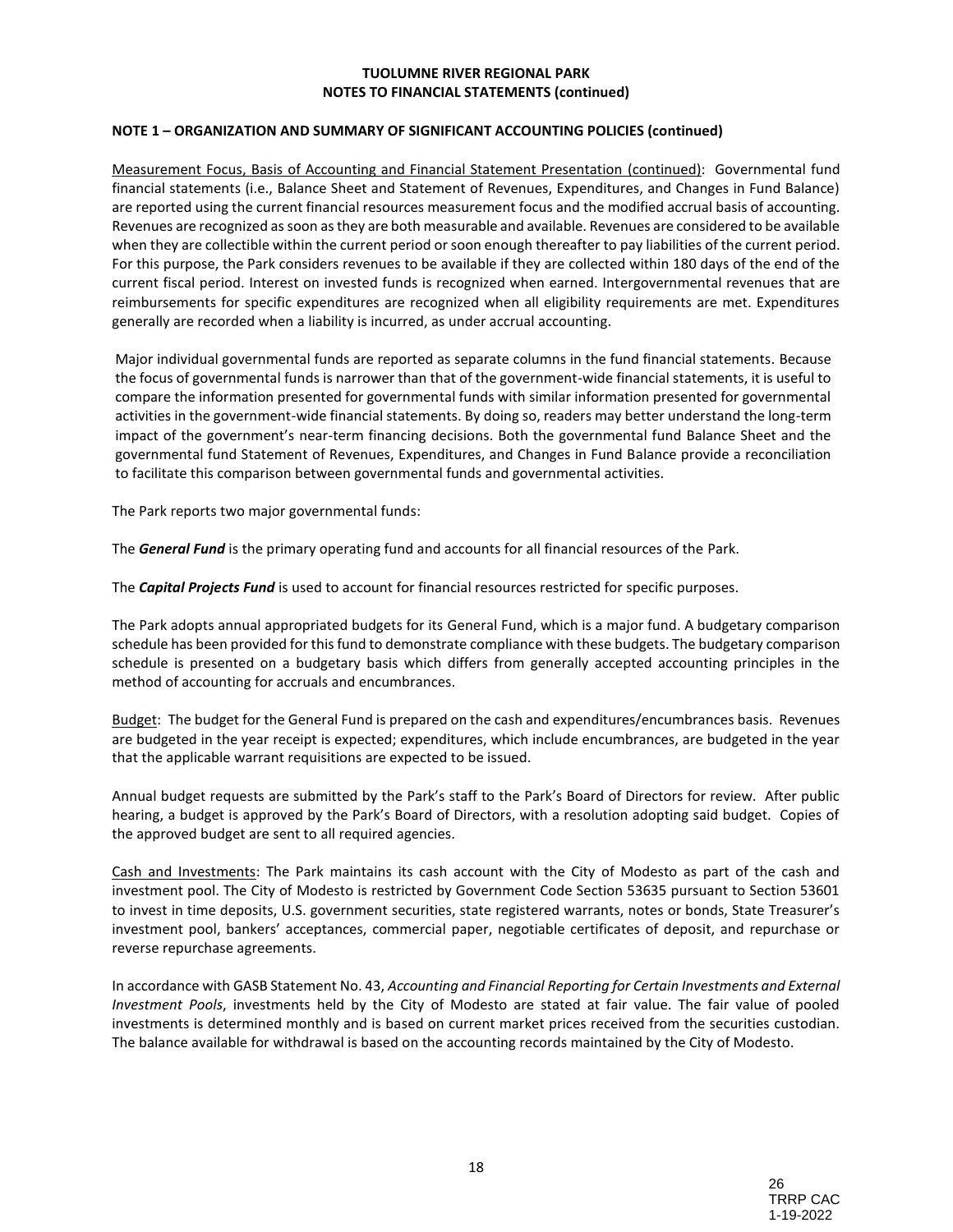**TUOLUMNE RIVER REGIONAL PARK**
**NOTES TO FINANCIAL STATEMENTS (continued)**

**NOTE 1 – ORGANIZATION AND SUMMARY OF SIGNIFICANT ACCOUNTING POLICIES (continued)**

Measurement Focus, Basis of Accounting and Financial Statement Presentation (continued): Governmental fund financial statements (i.e., Balance Sheet and Statement of Revenues, Expenditures, and Changes in Fund Balance) are reported using the current financial resources measurement focus and the modified accrual basis of accounting. Revenues are recognized as soon as they are both measurable and available. Revenues are considered to be available when they are collectible within the current period or soon enough thereafter to pay liabilities of the current period. For this purpose, the Park considers revenues to be available if they are collected within 180 days of the end of the current fiscal period. Interest on invested funds is recognized when earned. Intergovernmental revenues that are reimbursements for specific expenditures are recognized when all eligibility requirements are met. Expenditures generally are recorded when a liability is incurred, as under accrual accounting.

Major individual governmental funds are reported as separate columns in the fund financial statements. Because the focus of governmental funds is narrower than that of the government-wide financial statements, it is useful to compare the information presented for governmental funds with similar information presented for governmental activities in the government-wide financial statements. By doing so, readers may better understand the long-term impact of the government's near-term financing decisions. Both the governmental fund Balance Sheet and the governmental fund Statement of Revenues, Expenditures, and Changes in Fund Balance provide a reconciliation to facilitate this comparison between governmental funds and governmental activities.

The Park reports two major governmental funds:

The ***General Fund*** is the primary operating fund and accounts for all financial resources of the Park.

The ***Capital Projects Fund*** is used to account for financial resources restricted for specific purposes.

The Park adopts annual appropriated budgets for its General Fund, which is a major fund. A budgetary comparison schedule has been provided for this fund to demonstrate compliance with these budgets. The budgetary comparison schedule is presented on a budgetary basis which differs from generally accepted accounting principles in the method of accounting for accruals and encumbrances.

Budget: The budget for the General Fund is prepared on the cash and expenditures/encumbrances basis. Revenues are budgeted in the year receipt is expected; expenditures, which include encumbrances, are budgeted in the year that the applicable warrant requisitions are expected to be issued.

Annual budget requests are submitted by the Park's staff to the Park's Board of Directors for review. After public hearing, a budget is approved by the Park's Board of Directors, with a resolution adopting said budget. Copies of the approved budget are sent to all required agencies.

Cash and Investments: The Park maintains its cash account with the City of Modesto as part of the cash and investment pool. The City of Modesto is restricted by Government Code Section 53635 pursuant to Section 53601 to invest in time deposits, U.S. government securities, state registered warrants, notes or bonds, State Treasurer's investment pool, bankers' acceptances, commercial paper, negotiable certificates of deposit, and repurchase or reverse repurchase agreements.

In accordance with GASB Statement No. 43, *Accounting and Financial Reporting for Certain Investments and External Investment Pools*, investments held by the City of Modesto are stated at fair value. The fair value of pooled investments is determined monthly and is based on current market prices received from the securities custodian. The balance available for withdrawal is based on the accounting records maintained by the City of Modesto.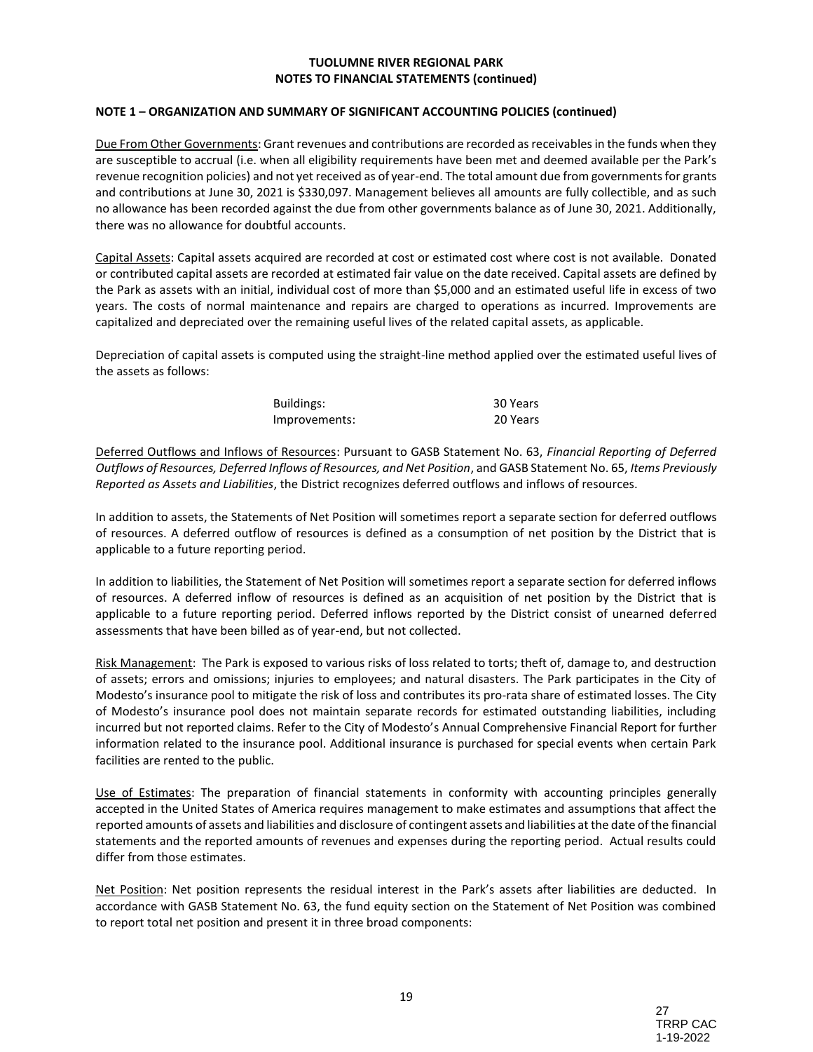**TUOLUMNE RIVER REGIONAL PARK**
**NOTES TO FINANCIAL STATEMENTS (continued)**

**NOTE 1 – ORGANIZATION AND SUMMARY OF SIGNIFICANT ACCOUNTING POLICIES (continued)**

Due From Other Governments: Grant revenues and contributions are recorded as receivables in the funds when they are susceptible to accrual (i.e. when all eligibility requirements have been met and deemed available per the Park's revenue recognition policies) and not yet received as of year-end. The total amount due from governments for grants and contributions at June 30, 2021 is $330,097. Management believes all amounts are fully collectible, and as such no allowance has been recorded against the due from other governments balance as of June 30, 2021. Additionally, there was no allowance for doubtful accounts.

Capital Assets: Capital assets acquired are recorded at cost or estimated cost where cost is not available. Donated or contributed capital assets are recorded at estimated fair value on the date received. Capital assets are defined by the Park as assets with an initial, individual cost of more than $5,000 and an estimated useful life in excess of two years. The costs of normal maintenance and repairs are charged to operations as incurred. Improvements are capitalized and depreciated over the remaining useful lives of the related capital assets, as applicable.

Depreciation of capital assets is computed using the straight-line method applied over the estimated useful lives of the assets as follows:

| | |
|---|---|
| Buildings: | 30 Years |
| Improvements: | 20 Years |

Deferred Outflows and Inflows of Resources: Pursuant to GASB Statement No. 63, *Financial Reporting of Deferred Outflows of Resources, Deferred Inflows of Resources, and Net Position*, and GASB Statement No. 65, *Items Previously Reported as Assets and Liabilities*, the District recognizes deferred outflows and inflows of resources.

In addition to assets, the Statements of Net Position will sometimes report a separate section for deferred outflows of resources. A deferred outflow of resources is defined as a consumption of net position by the District that is applicable to a future reporting period.

In addition to liabilities, the Statement of Net Position will sometimes report a separate section for deferred inflows of resources. A deferred inflow of resources is defined as an acquisition of net position by the District that is applicable to a future reporting period. Deferred inflows reported by the District consist of unearned deferred assessments that have been billed as of year-end, but not collected.

Risk Management: The Park is exposed to various risks of loss related to torts; theft of, damage to, and destruction of assets; errors and omissions; injuries to employees; and natural disasters. The Park participates in the City of Modesto's insurance pool to mitigate the risk of loss and contributes its pro-rata share of estimated losses. The City of Modesto's insurance pool does not maintain separate records for estimated outstanding liabilities, including incurred but not reported claims. Refer to the City of Modesto's Annual Comprehensive Financial Report for further information related to the insurance pool. Additional insurance is purchased for special events when certain Park facilities are rented to the public.

Use of Estimates: The preparation of financial statements in conformity with accounting principles generally accepted in the United States of America requires management to make estimates and assumptions that affect the reported amounts of assets and liabilities and disclosure of contingent assets and liabilities at the date of the financial statements and the reported amounts of revenues and expenses during the reporting period. Actual results could differ from those estimates.

Net Position: Net position represents the residual interest in the Park's assets after liabilities are deducted. In accordance with GASB Statement No. 63, the fund equity section on the Statement of Net Position was combined to report total net position and present it in three broad components: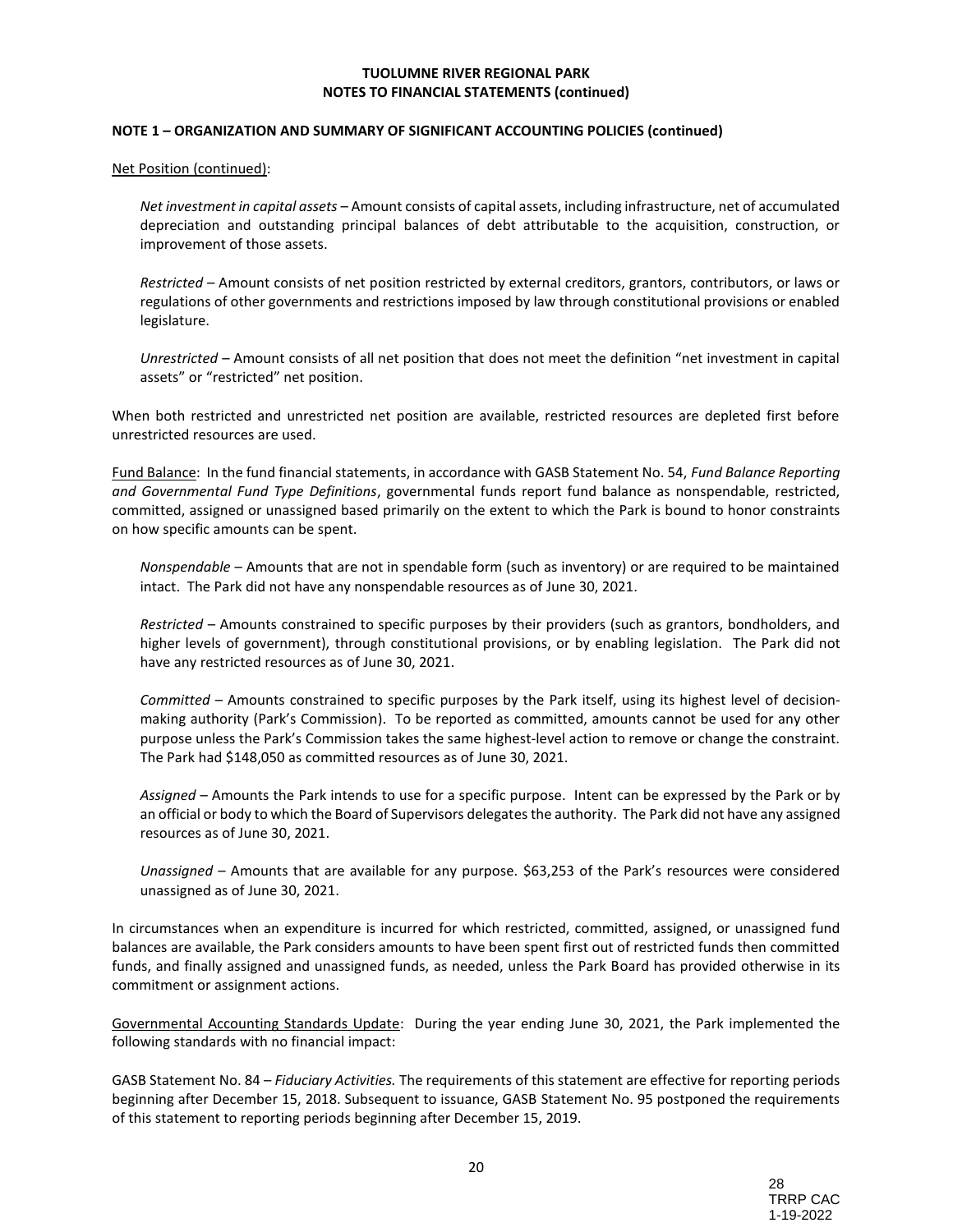**TUOLUMNE RIVER REGIONAL PARK**
**NOTES TO FINANCIAL STATEMENTS (continued)**

**NOTE 1 – ORGANIZATION AND SUMMARY OF SIGNIFICANT ACCOUNTING POLICIES (continued)**

Net Position (continued):

*Net investment in capital assets* – Amount consists of capital assets, including infrastructure, net of accumulated depreciation and outstanding principal balances of debt attributable to the acquisition, construction, or improvement of those assets.

*Restricted* – Amount consists of net position restricted by external creditors, grantors, contributors, or laws or regulations of other governments and restrictions imposed by law through constitutional provisions or enabled legislature.

*Unrestricted* – Amount consists of all net position that does not meet the definition "net investment in capital assets" or "restricted" net position.

When both restricted and unrestricted net position are available, restricted resources are depleted first before unrestricted resources are used.

Fund Balance: In the fund financial statements, in accordance with GASB Statement No. 54, *Fund Balance Reporting and Governmental Fund Type Definitions*, governmental funds report fund balance as nonspendable, restricted, committed, assigned or unassigned based primarily on the extent to which the Park is bound to honor constraints on how specific amounts can be spent.

*Nonspendable* – Amounts that are not in spendable form (such as inventory) or are required to be maintained intact. The Park did not have any nonspendable resources as of June 30, 2021.

*Restricted* – Amounts constrained to specific purposes by their providers (such as grantors, bondholders, and higher levels of government), through constitutional provisions, or by enabling legislation. The Park did not have any restricted resources as of June 30, 2021.

*Committed* – Amounts constrained to specific purposes by the Park itself, using its highest level of decision-making authority (Park's Commission). To be reported as committed, amounts cannot be used for any other purpose unless the Park's Commission takes the same highest-level action to remove or change the constraint. The Park had $148,050 as committed resources as of June 30, 2021.

*Assigned* – Amounts the Park intends to use for a specific purpose. Intent can be expressed by the Park or by an official or body to which the Board of Supervisors delegates the authority. The Park did not have any assigned resources as of June 30, 2021.

*Unassigned* – Amounts that are available for any purpose. $63,253 of the Park's resources were considered unassigned as of June 30, 2021.

In circumstances when an expenditure is incurred for which restricted, committed, assigned, or unassigned fund balances are available, the Park considers amounts to have been spent first out of restricted funds then committed funds, and finally assigned and unassigned funds, as needed, unless the Park Board has provided otherwise in its commitment or assignment actions.

Governmental Accounting Standards Update: During the year ending June 30, 2021, the Park implemented the following standards with no financial impact:

GASB Statement No. 84 – *Fiduciary Activities.* The requirements of this statement are effective for reporting periods beginning after December 15, 2018. Subsequent to issuance, GASB Statement No. 95 postponed the requirements of this statement to reporting periods beginning after December 15, 2019.

28
TRRP CAC
1-19-2022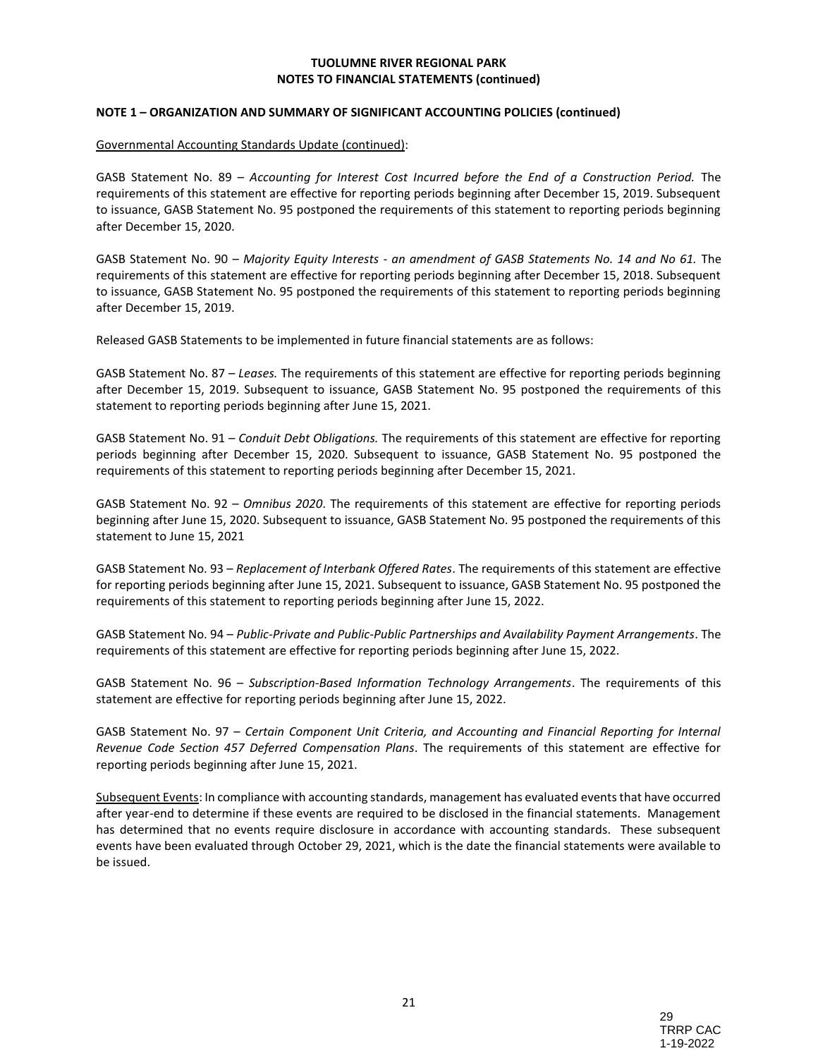**TUOLUMNE RIVER REGIONAL PARK**
**NOTES TO FINANCIAL STATEMENTS (continued)**

**NOTE 1 – ORGANIZATION AND SUMMARY OF SIGNIFICANT ACCOUNTING POLICIES (continued)**

Governmental Accounting Standards Update (continued):

GASB Statement No. 89 – *Accounting for Interest Cost Incurred before the End of a Construction Period.* The requirements of this statement are effective for reporting periods beginning after December 15, 2019. Subsequent to issuance, GASB Statement No. 95 postponed the requirements of this statement to reporting periods beginning after December 15, 2020.

GASB Statement No. 90 – *Majority Equity Interests - an amendment of GASB Statements No. 14 and No 61.* The requirements of this statement are effective for reporting periods beginning after December 15, 2018. Subsequent to issuance, GASB Statement No. 95 postponed the requirements of this statement to reporting periods beginning after December 15, 2019.

Released GASB Statements to be implemented in future financial statements are as follows:

GASB Statement No. 87 – *Leases.* The requirements of this statement are effective for reporting periods beginning after December 15, 2019. Subsequent to issuance, GASB Statement No. 95 postponed the requirements of this statement to reporting periods beginning after June 15, 2021.

GASB Statement No. 91 – *Conduit Debt Obligations.* The requirements of this statement are effective for reporting periods beginning after December 15, 2020. Subsequent to issuance, GASB Statement No. 95 postponed the requirements of this statement to reporting periods beginning after December 15, 2021.

GASB Statement No. 92 – *Omnibus 2020*. The requirements of this statement are effective for reporting periods beginning after June 15, 2020. Subsequent to issuance, GASB Statement No. 95 postponed the requirements of this statement to June 15, 2021

GASB Statement No. 93 – *Replacement of Interbank Offered Rates*. The requirements of this statement are effective for reporting periods beginning after June 15, 2021. Subsequent to issuance, GASB Statement No. 95 postponed the requirements of this statement to reporting periods beginning after June 15, 2022.

GASB Statement No. 94 – *Public-Private and Public-Public Partnerships and Availability Payment Arrangements*. The requirements of this statement are effective for reporting periods beginning after June 15, 2022.

GASB Statement No. 96 – *Subscription-Based Information Technology Arrangements*. The requirements of this statement are effective for reporting periods beginning after June 15, 2022.

GASB Statement No. 97 – *Certain Component Unit Criteria, and Accounting and Financial Reporting for Internal Revenue Code Section 457 Deferred Compensation Plans*. The requirements of this statement are effective for reporting periods beginning after June 15, 2021.

Subsequent Events: In compliance with accounting standards, management has evaluated events that have occurred after year-end to determine if these events are required to be disclosed in the financial statements. Management has determined that no events require disclosure in accordance with accounting standards. These subsequent events have been evaluated through October 29, 2021, which is the date the financial statements were available to be issued.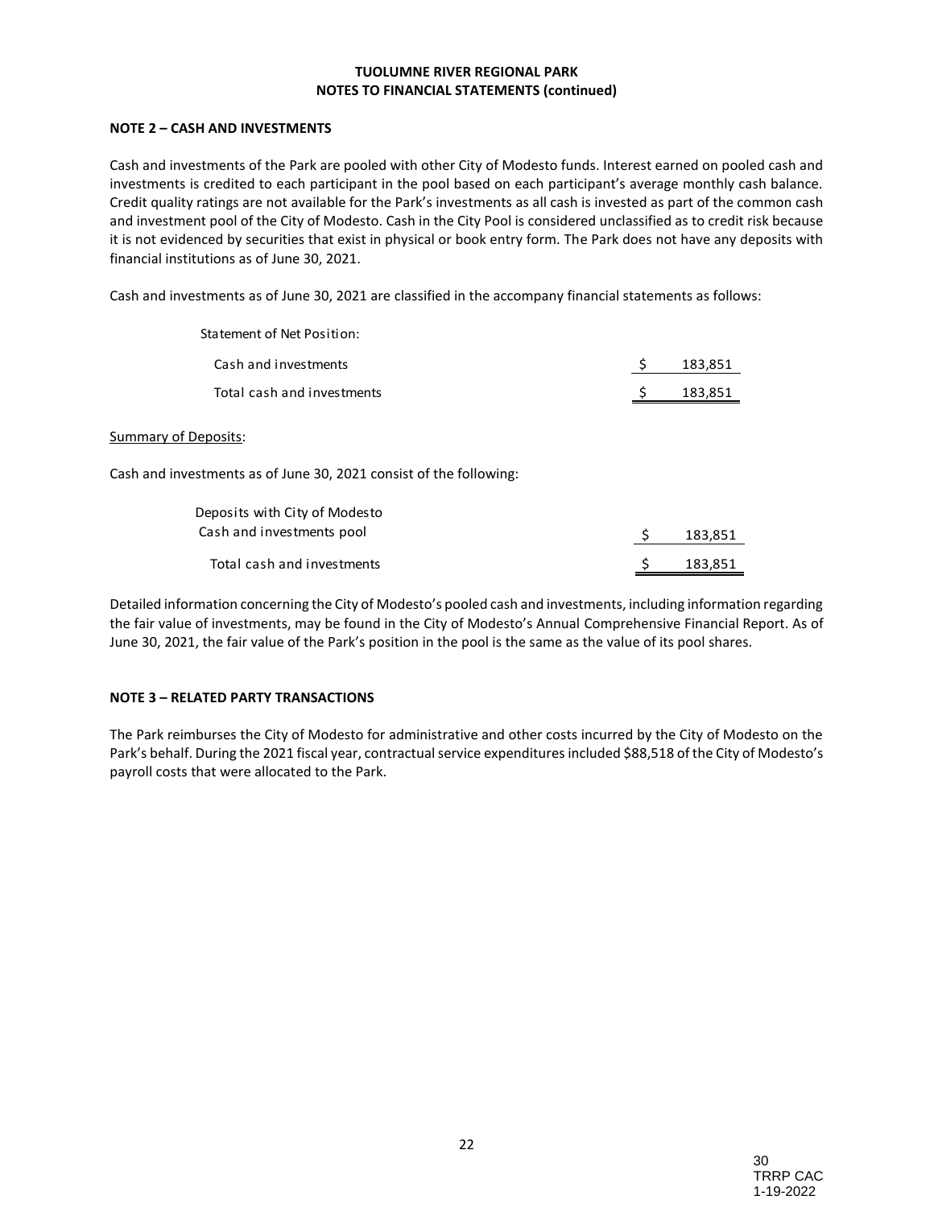**TUOLUMNE RIVER REGIONAL PARK**
**NOTES TO FINANCIAL STATEMENTS (continued)**

**NOTE 2 – CASH AND INVESTMENTS**

Cash and investments of the Park are pooled with other City of Modesto funds. Interest earned on pooled cash and investments is credited to each participant in the pool based on each participant's average monthly cash balance. Credit quality ratings are not available for the Park's investments as all cash is invested as part of the common cash and investment pool of the City of Modesto. Cash in the City Pool is considered unclassified as to credit risk because it is not evidenced by securities that exist in physical or book entry form. The Park does not have any deposits with financial institutions as of June 30, 2021.

Cash and investments as of June 30, 2021 are classified in the accompany financial statements as follows:

| Statement of Net Position: | |
|---|---|
| Cash and investments | $ 183,851 |
| Total cash and investments | $ 183,851 |

Summary of Deposits:

Cash and investments as of June 30, 2021 consist of the following:

| | |
|---|---|
| Deposits with City of Modesto Cash and investments pool | $ 183,851 |
| Total cash and investments | $ 183,851 |

Detailed information concerning the City of Modesto's pooled cash and investments, including information regarding the fair value of investments, may be found in the City of Modesto's Annual Comprehensive Financial Report. As of June 30, 2021, the fair value of the Park's position in the pool is the same as the value of its pool shares.

**NOTE 3 – RELATED PARTY TRANSACTIONS**

The Park reimburses the City of Modesto for administrative and other costs incurred by the City of Modesto on the Park's behalf. During the 2021 fiscal year, contractual service expenditures included $88,518 of the City of Modesto's payroll costs that were allocated to the Park.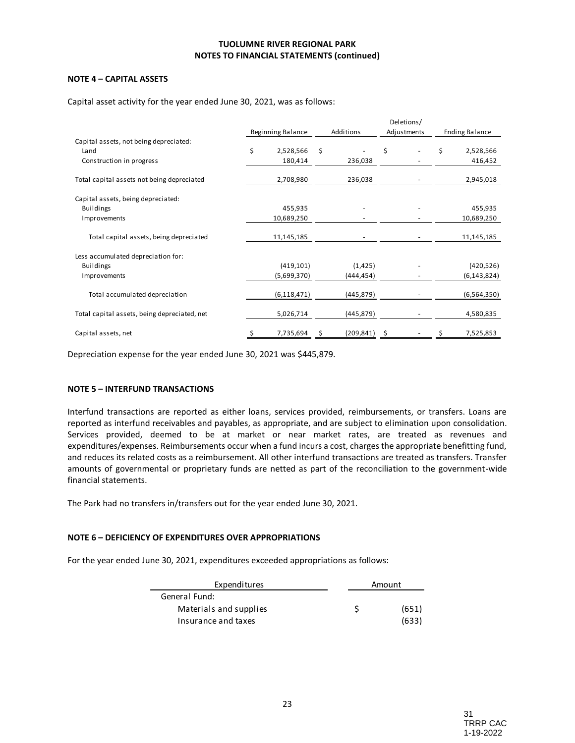**TUOLUMNE RIVER REGIONAL PARK**
**NOTES TO FINANCIAL STATEMENTS (continued)**

**NOTE 4 – CAPITAL ASSETS**

Capital asset activity for the year ended June 30, 2021, was as follows:

| | Beginning Balance | Additions | Deletions/ Adjustments | Ending Balance |
|---|---|---|---|---|
| Capital assets, not being depreciated: | | | | |
| Land | $ 2,528,566 | $ - | $ - | $ 2,528,566 |
| Construction in progress | 180,414 | 236,038 | - | 416,452 |
| Total capital assets not being depreciated | 2,708,980 | 236,038 | - | 2,945,018 |
| Capital assets, being depreciated: | | | | |
| Buildings | 455,935 | - | - | 455,935 |
| Improvements | 10,689,250 | - | - | 10,689,250 |
| Total capital assets, being depreciated | 11,145,185 | - | - | 11,145,185 |
| Less accumulated depreciation for: | | | | |
| Buildings | (419,101) | (1,425) | - | (420,526) |
| Improvements | (5,699,370) | (444,454) | - | (6,143,824) |
| Total accumulated depreciation | (6,118,471) | (445,879) | - | (6,564,350) |
| Total capital assets, being depreciated, net | 5,026,714 | (445,879) | - | 4,580,835 |
| Capital assets, net | $ 7,735,694 | $ (209,841) | $ - | $ 7,525,853 |

Depreciation expense for the year ended June 30, 2021 was $445,879.

**NOTE 5 – INTERFUND TRANSACTIONS**

Interfund transactions are reported as either loans, services provided, reimbursements, or transfers. Loans are reported as interfund receivables and payables, as appropriate, and are subject to elimination upon consolidation. Services provided, deemed to be at market or near market rates, are treated as revenues and expenditures/expenses. Reimbursements occur when a fund incurs a cost, charges the appropriate benefitting fund, and reduces its related costs as a reimbursement. All other interfund transactions are treated as transfers. Transfer amounts of governmental or proprietary funds are netted as part of the reconciliation to the government-wide financial statements.

The Park had no transfers in/transfers out for the year ended June 30, 2021.

**NOTE 6 – DEFICIENCY OF EXPENDITURES OVER APPROPRIATIONS**

For the year ended June 30, 2021, expenditures exceeded appropriations as follows:

| Expenditures | Amount |
|---|---|
| General Fund: | |
| Materials and supplies | $ (651) |
| Insurance and taxes | (633) |

31
TRRP CAC
1-19-2022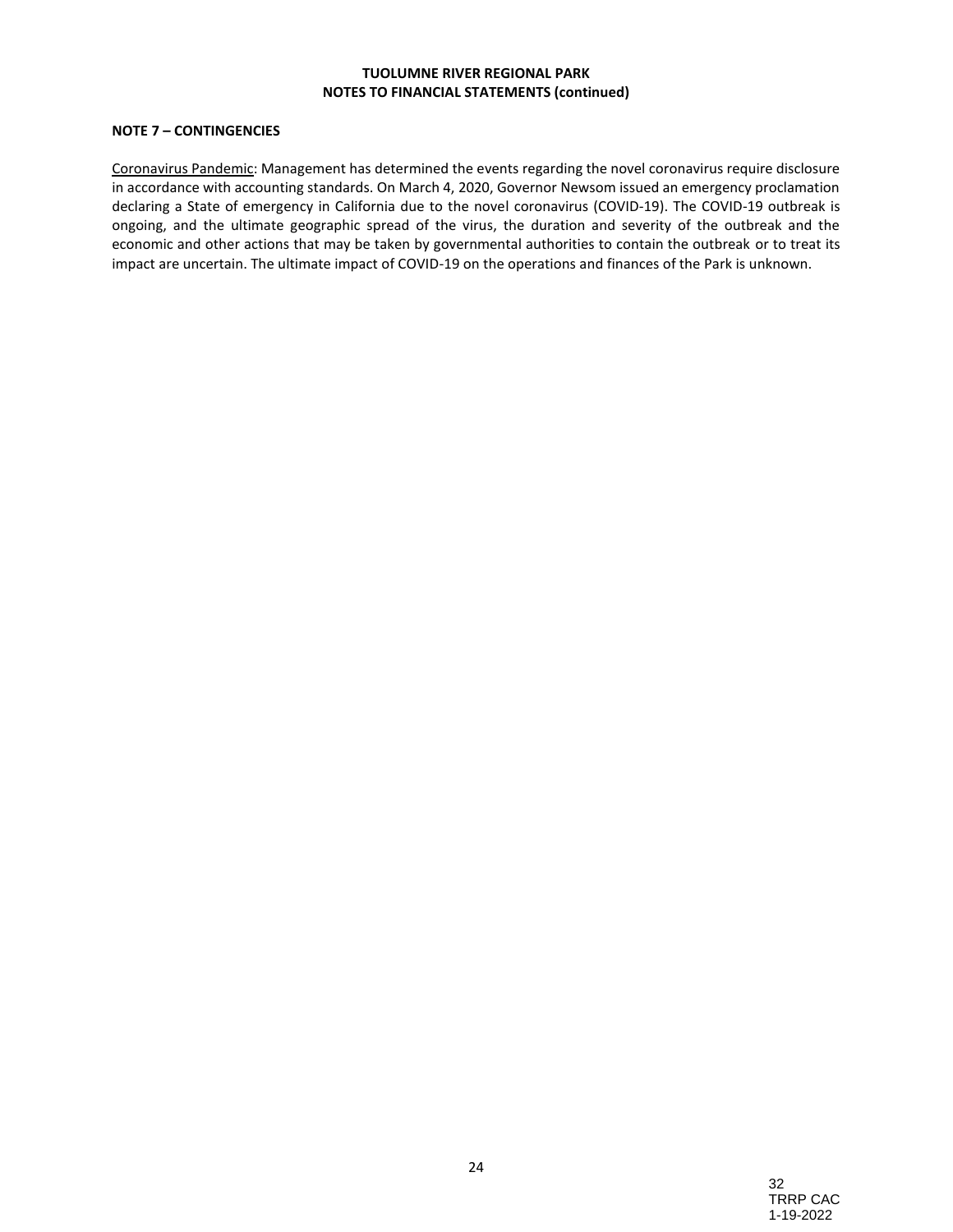**NOTE 7 – CONTINGENCIES**

Coronavirus Pandemic: Management has determined the events regarding the novel coronavirus require disclosure in accordance with accounting standards. On March 4, 2020, Governor Newsom issued an emergency proclamation declaring a State of emergency in California due to the novel coronavirus (COVID-19). The COVID-19 outbreak is ongoing, and the ultimate geographic spread of the virus, the duration and severity of the outbreak and the economic and other actions that may be taken by governmental authorities to contain the outbreak or to treat its impact are uncertain. The ultimate impact of COVID-19 on the operations and finances of the Park is unknown.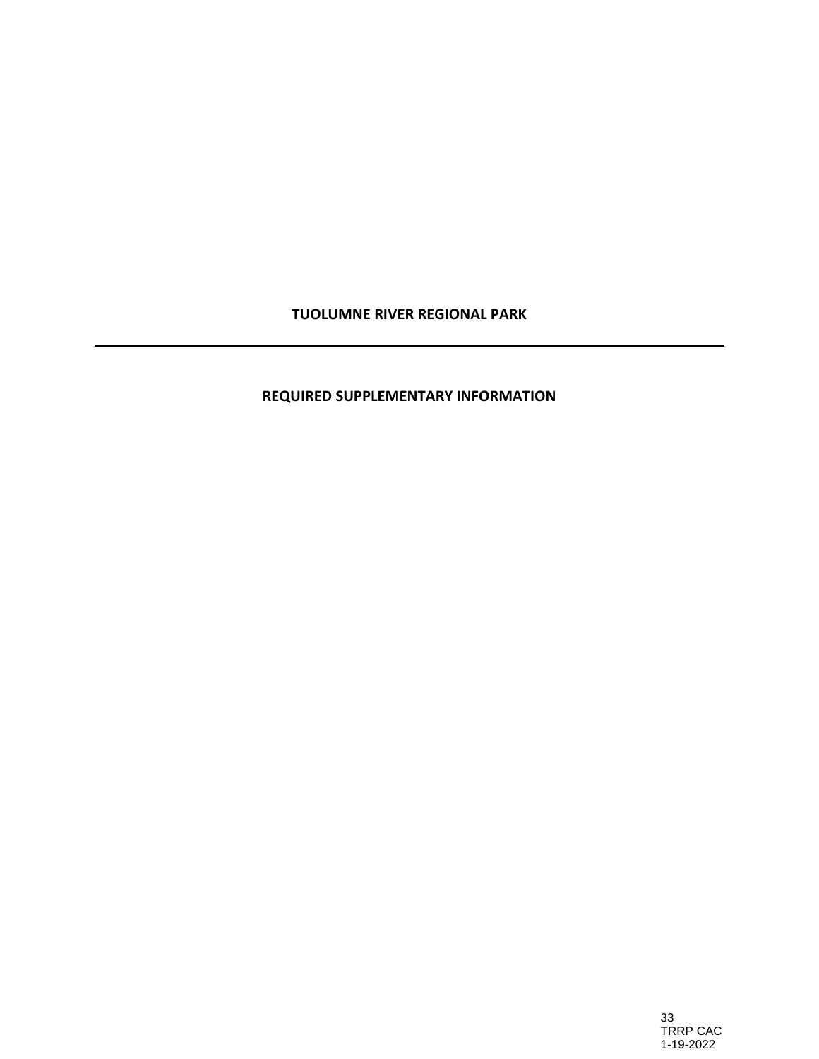**TUOLUMNE RIVER REGIONAL PARK**

---

**REQUIRED SUPPLEMENTARY INFORMATION**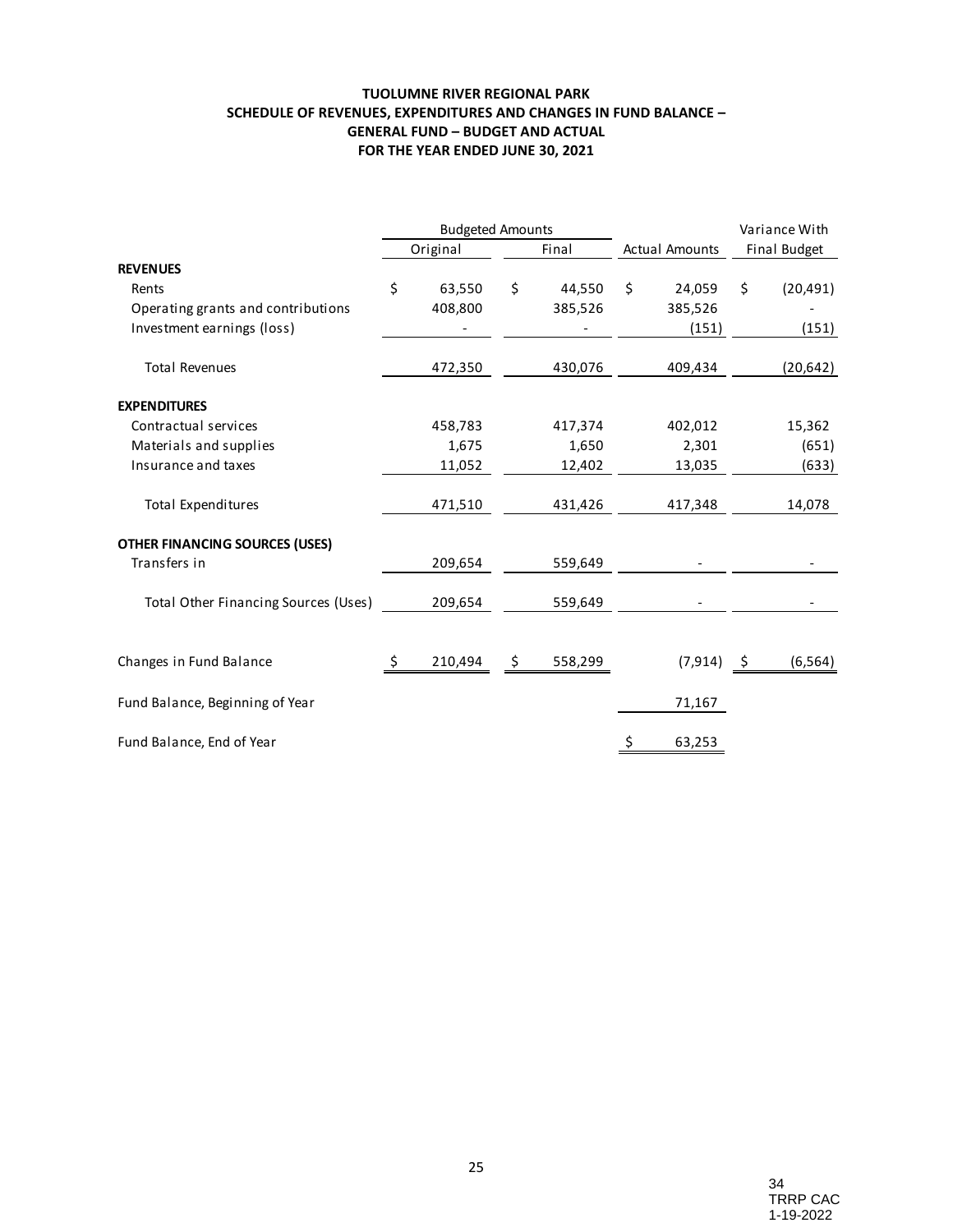**TUOLUMNE RIVER REGIONAL PARK**
**SCHEDULE OF REVENUES, EXPENDITURES AND CHANGES IN FUND BALANCE –**
**GENERAL FUND – BUDGET AND ACTUAL**
**FOR THE YEAR ENDED JUNE 30, 2021**

| | Budgeted Amounts | | | Variance With |
|---|---|---|---|---|
| | Original | Final | Actual Amounts | Final Budget |
| **REVENUES** | | | | |
| Rents | $ 63,550 | $ 44,550 | $ 24,059 | $ (20,491) |
| Operating grants and contributions | 408,800 | 385,526 | 385,526 | - |
| Investment earnings (loss) | - | - | (151) | (151) |
| Total Revenues | 472,350 | 430,076 | 409,434 | (20,642) |
| **EXPENDITURES** | | | | |
| Contractual services | 458,783 | 417,374 | 402,012 | 15,362 |
| Materials and supplies | 1,675 | 1,650 | 2,301 | (651) |
| Insurance and taxes | 11,052 | 12,402 | 13,035 | (633) |
| Total Expenditures | 471,510 | 431,426 | 417,348 | 14,078 |
| **OTHER FINANCING SOURCES (USES)** | | | | |
| Transfers in | 209,654 | 559,649 | - | - |
| Total Other Financing Sources (Uses) | 209,654 | 559,649 | - | - |
| Changes in Fund Balance | $ 210,494 | $ 558,299 | (7,914) | $ (6,564) |
| Fund Balance, Beginning of Year | | | 71,167 | |
| Fund Balance, End of Year | | | $ 63,253 | |

34
TRRP CAC
1-19-2022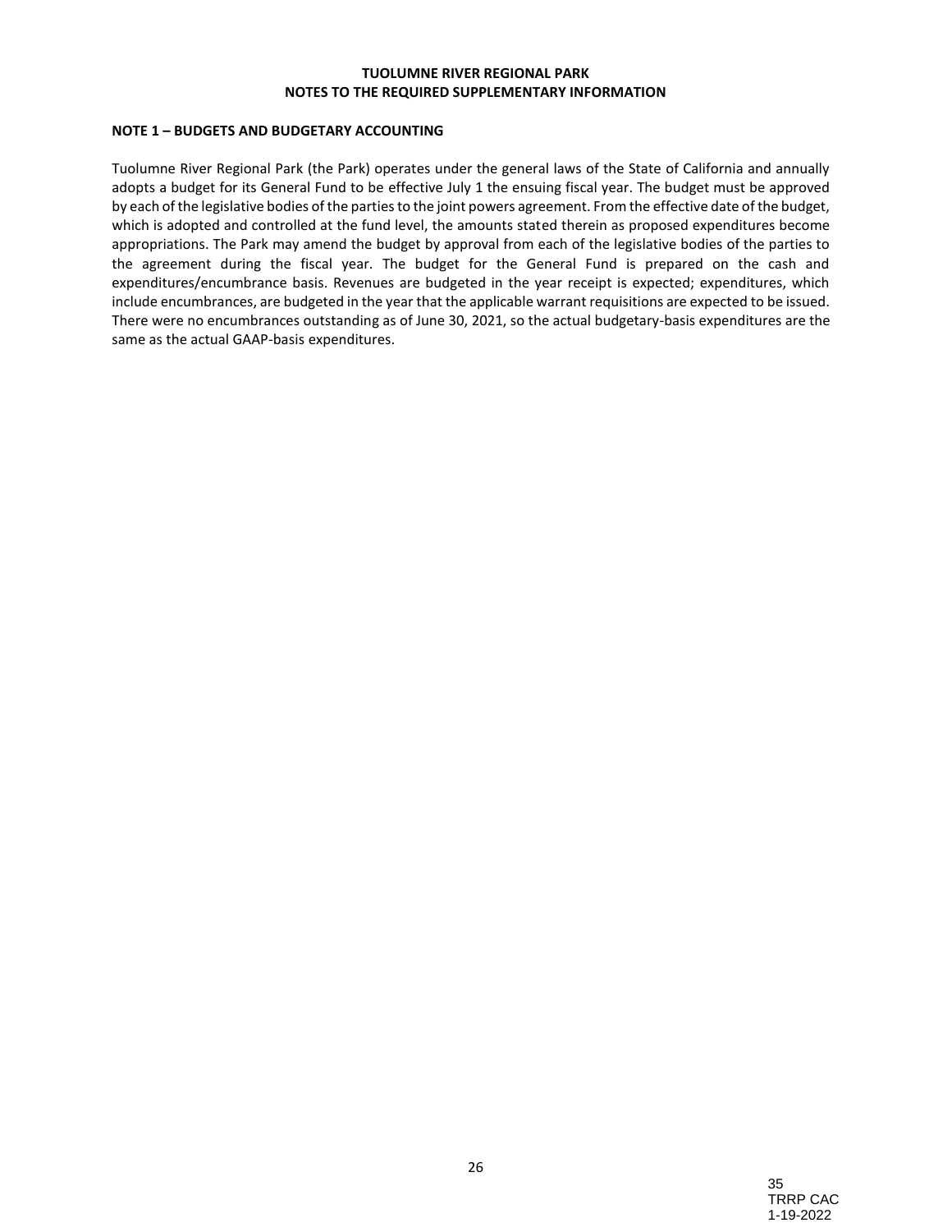# TUOLUMNE RIVER REGIONAL PARK
## NOTES TO THE REQUIRED SUPPLEMENTARY INFORMATION

### NOTE 1 – BUDGETS AND BUDGETARY ACCOUNTING

Tuolumne River Regional Park (the Park) operates under the general laws of the State of California and annually adopts a budget for its General Fund to be effective July 1 the ensuing fiscal year. The budget must be approved by each of the legislative bodies of the parties to the joint powers agreement. From the effective date of the budget, which is adopted and controlled at the fund level, the amounts stated therein as proposed expenditures become appropriations. The Park may amend the budget by approval from each of the legislative bodies of the parties to the agreement during the fiscal year. The budget for the General Fund is prepared on the cash and expenditures/encumbrance basis. Revenues are budgeted in the year receipt is expected; expenditures, which include encumbrances, are budgeted in the year that the applicable warrant requisitions are expected to be issued. There were no encumbrances outstanding as of June 30, 2021, so the actual budgetary-basis expenditures are the same as the actual GAAP-basis expenditures.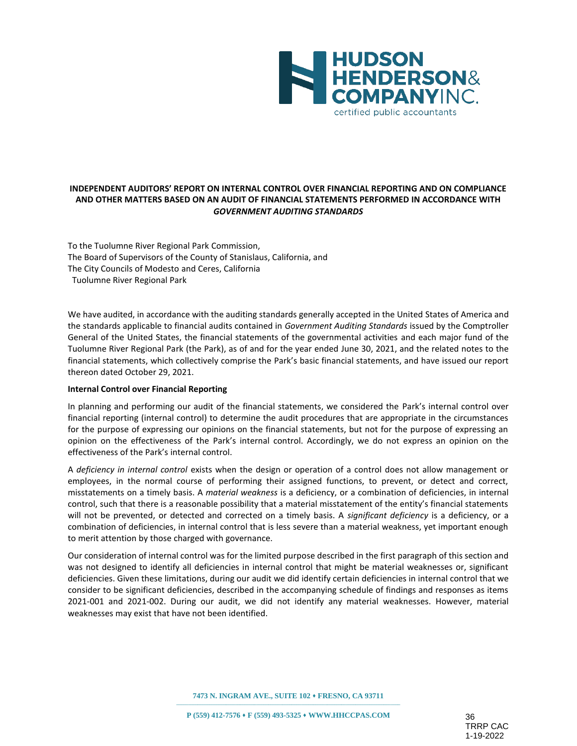HUDSON HENDERSON& COMPANY INC.
certified public accountants

**INDEPENDENT AUDITORS' REPORT ON INTERNAL CONTROL OVER FINANCIAL REPORTING AND ON COMPLIANCE AND OTHER MATTERS BASED ON AN AUDIT OF FINANCIAL STATEMENTS PERFORMED IN ACCORDANCE WITH *GOVERNMENT AUDITING STANDARDS***

To the Tuolumne River Regional Park Commission,
The Board of Supervisors of the County of Stanislaus, California, and
The City Councils of Modesto and Ceres, California
Tuolumne River Regional Park

We have audited, in accordance with the auditing standards generally accepted in the United States of America and the standards applicable to financial audits contained in *Government Auditing Standards* issued by the Comptroller General of the United States, the financial statements of the governmental activities and each major fund of the Tuolumne River Regional Park (the Park), as of and for the year ended June 30, 2021, and the related notes to the financial statements, which collectively comprise the Park's basic financial statements, and have issued our report thereon dated October 29, 2021.

**Internal Control over Financial Reporting**

In planning and performing our audit of the financial statements, we considered the Park's internal control over financial reporting (internal control) to determine the audit procedures that are appropriate in the circumstances for the purpose of expressing our opinions on the financial statements, but not for the purpose of expressing an opinion on the effectiveness of the Park's internal control. Accordingly, we do not express an opinion on the effectiveness of the Park's internal control.

A *deficiency in internal control* exists when the design or operation of a control does not allow management or employees, in the normal course of performing their assigned functions, to prevent, or detect and correct, misstatements on a timely basis. A *material weakness* is a deficiency, or a combination of deficiencies, in internal control, such that there is a reasonable possibility that a material misstatement of the entity's financial statements will not be prevented, or detected and corrected on a timely basis. A *significant deficiency* is a deficiency, or a combination of deficiencies, in internal control that is less severe than a material weakness, yet important enough to merit attention by those charged with governance.

Our consideration of internal control was for the limited purpose described in the first paragraph of this section and was not designed to identify all deficiencies in internal control that might be material weaknesses or, significant deficiencies. Given these limitations, during our audit we did identify certain deficiencies in internal control that we consider to be significant deficiencies, described in the accompanying schedule of findings and responses as items 2021-001 and 2021-002. During our audit, we did not identify any material weaknesses. However, material weaknesses may exist that have not been identified.

7473 N. INGRAM AVE., SUITE 102 • FRESNO, CA 93711

P (559) 412-7576 • F (559) 493-5325 • WWW.HHCCPAS.COM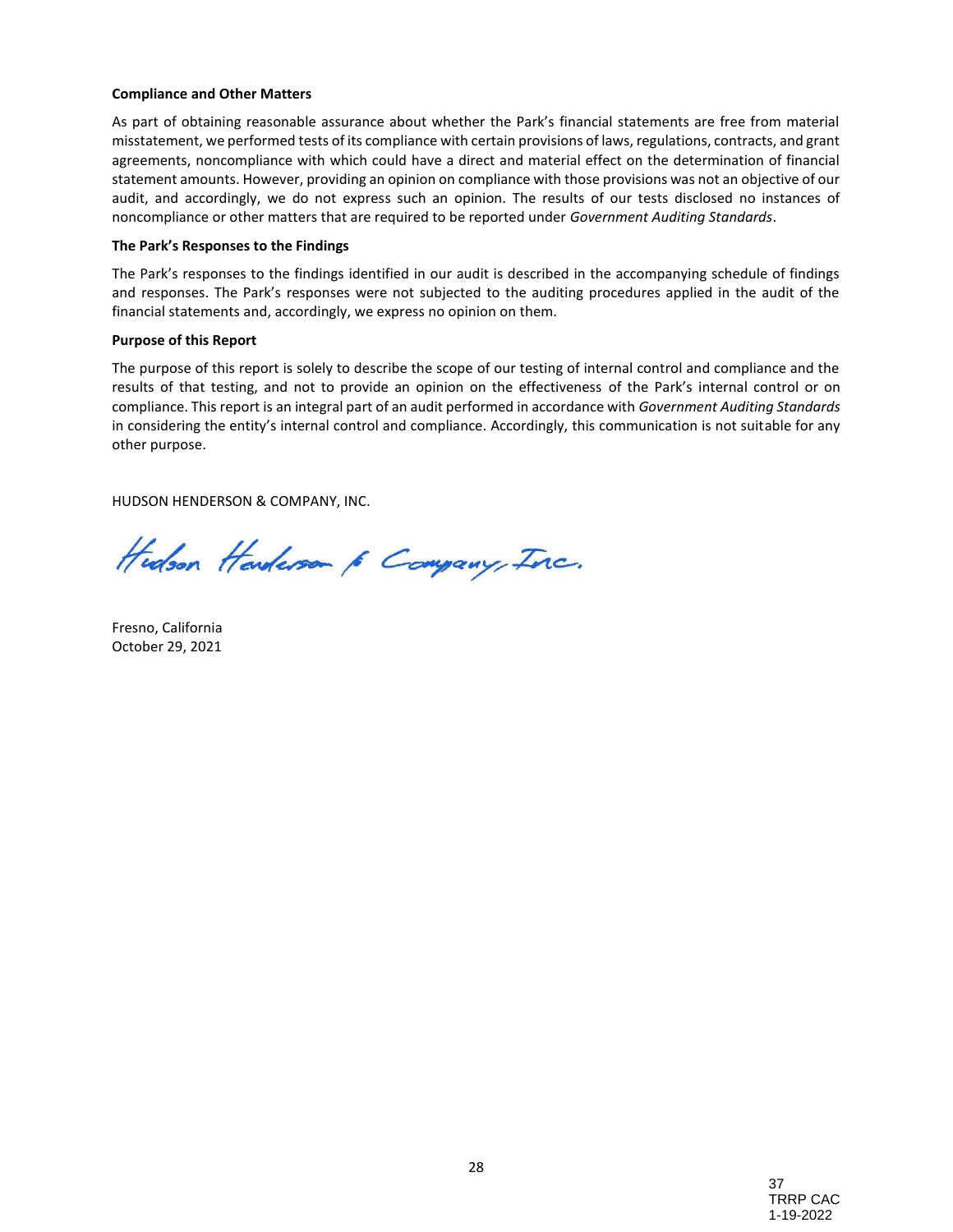**Compliance and Other Matters**

As part of obtaining reasonable assurance about whether the Park's financial statements are free from material misstatement, we performed tests of its compliance with certain provisions of laws, regulations, contracts, and grant agreements, noncompliance with which could have a direct and material effect on the determination of financial statement amounts. However, providing an opinion on compliance with those provisions was not an objective of our audit, and accordingly, we do not express such an opinion. The results of our tests disclosed no instances of noncompliance or other matters that are required to be reported under *Government Auditing Standards*.

**The Park's Responses to the Findings**

The Park's responses to the findings identified in our audit is described in the accompanying schedule of findings and responses. The Park's responses were not subjected to the auditing procedures applied in the audit of the financial statements and, accordingly, we express no opinion on them.

**Purpose of this Report**

The purpose of this report is solely to describe the scope of our testing of internal control and compliance and the results of that testing, and not to provide an opinion on the effectiveness of the Park's internal control or on compliance. This report is an integral part of an audit performed in accordance with *Government Auditing Standards* in considering the entity's internal control and compliance. Accordingly, this communication is not suitable for any other purpose.

HUDSON HENDERSON & COMPANY, INC.

Hudson Henderson & Company, Inc.

Fresno, California
October 29, 2021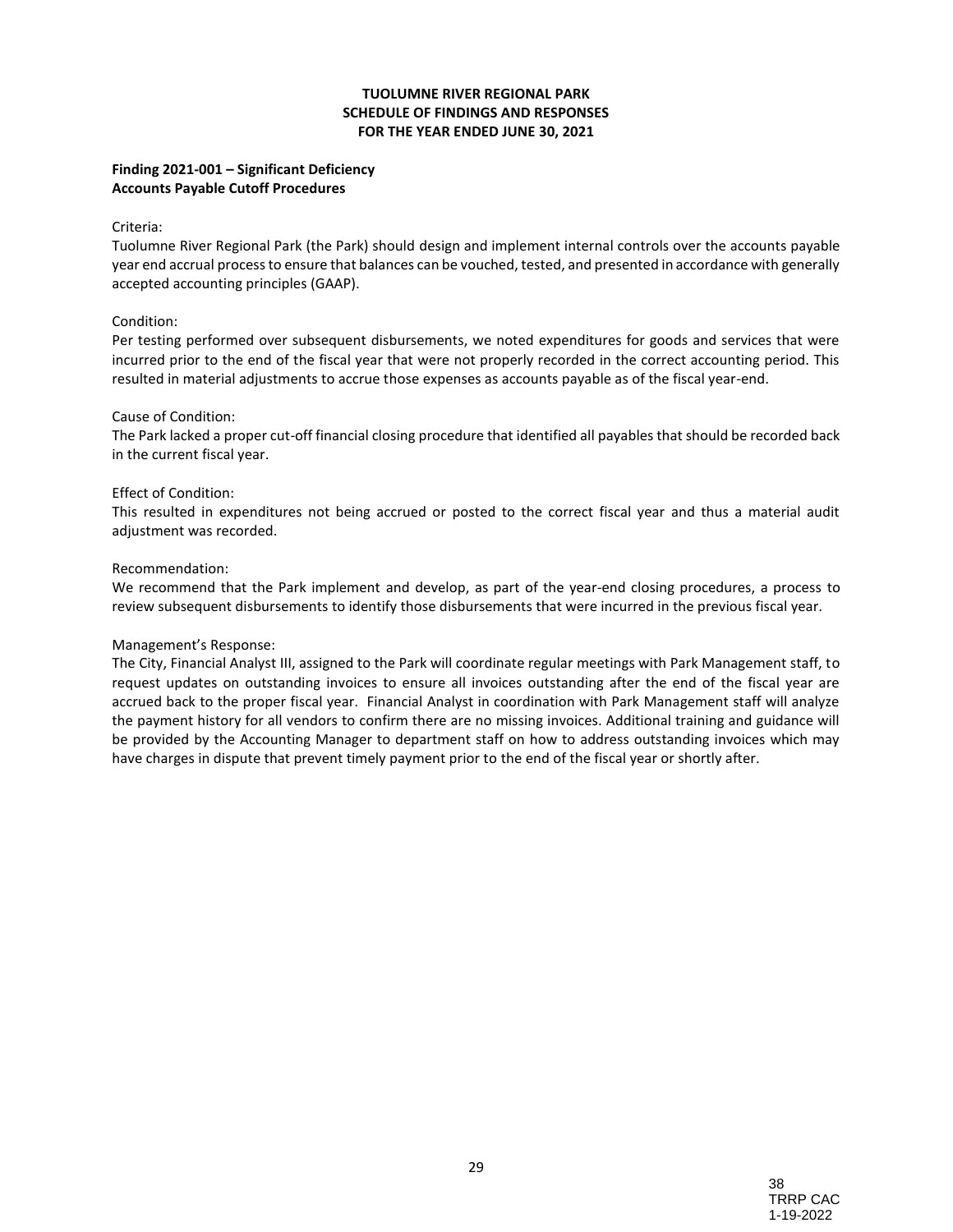# TUOLUMNE RIVER REGIONAL PARK
## SCHEDULE OF FINDINGS AND RESPONSES
## FOR THE YEAR ENDED JUNE 30, 2021

**Finding 2021-001 – Significant Deficiency**
**Accounts Payable Cutoff Procedures**

Criteria:
Tuolumne River Regional Park (the Park) should design and implement internal controls over the accounts payable year end accrual process to ensure that balances can be vouched, tested, and presented in accordance with generally accepted accounting principles (GAAP).

Condition:
Per testing performed over subsequent disbursements, we noted expenditures for goods and services that were incurred prior to the end of the fiscal year that were not properly recorded in the correct accounting period. This resulted in material adjustments to accrue those expenses as accounts payable as of the fiscal year-end.

Cause of Condition:
The Park lacked a proper cut-off financial closing procedure that identified all payables that should be recorded back in the current fiscal year.

Effect of Condition:
This resulted in expenditures not being accrued or posted to the correct fiscal year and thus a material audit adjustment was recorded.

Recommendation:
We recommend that the Park implement and develop, as part of the year-end closing procedures, a process to review subsequent disbursements to identify those disbursements that were incurred in the previous fiscal year.

Management's Response:
The City, Financial Analyst III, assigned to the Park will coordinate regular meetings with Park Management staff, to request updates on outstanding invoices to ensure all invoices outstanding after the end of the fiscal year are accrued back to the proper fiscal year. Financial Analyst in coordination with Park Management staff will analyze the payment history for all vendors to confirm there are no missing invoices. Additional training and guidance will be provided by the Accounting Manager to department staff on how to address outstanding invoices which may have charges in dispute that prevent timely payment prior to the end of the fiscal year or shortly after.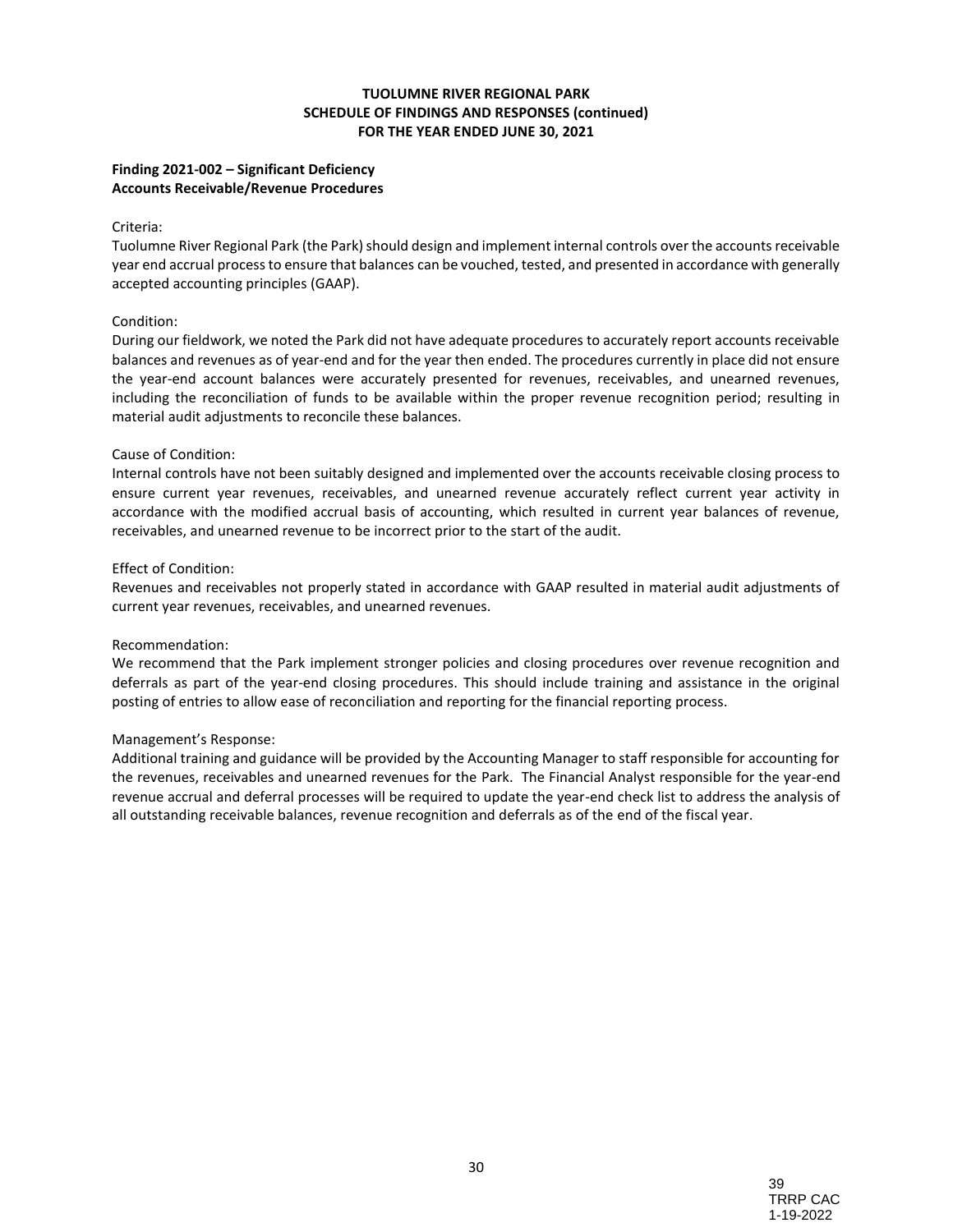**TUOLUMNE RIVER REGIONAL PARK**
**SCHEDULE OF FINDINGS AND RESPONSES (continued)**
**FOR THE YEAR ENDED JUNE 30, 2021**

**Finding 2021-002 – Significant Deficiency**
**Accounts Receivable/Revenue Procedures**

Criteria:
Tuolumne River Regional Park (the Park) should design and implement internal controls over the accounts receivable year end accrual process to ensure that balances can be vouched, tested, and presented in accordance with generally accepted accounting principles (GAAP).

Condition:
During our fieldwork, we noted the Park did not have adequate procedures to accurately report accounts receivable balances and revenues as of year-end and for the year then ended. The procedures currently in place did not ensure the year-end account balances were accurately presented for revenues, receivables, and unearned revenues, including the reconciliation of funds to be available within the proper revenue recognition period; resulting in material audit adjustments to reconcile these balances.

Cause of Condition:
Internal controls have not been suitably designed and implemented over the accounts receivable closing process to ensure current year revenues, receivables, and unearned revenue accurately reflect current year activity in accordance with the modified accrual basis of accounting, which resulted in current year balances of revenue, receivables, and unearned revenue to be incorrect prior to the start of the audit.

Effect of Condition:
Revenues and receivables not properly stated in accordance with GAAP resulted in material audit adjustments of current year revenues, receivables, and unearned revenues.

Recommendation:
We recommend that the Park implement stronger policies and closing procedures over revenue recognition and deferrals as part of the year-end closing procedures. This should include training and assistance in the original posting of entries to allow ease of reconciliation and reporting for the financial reporting process.

Management's Response:
Additional training and guidance will be provided by the Accounting Manager to staff responsible for accounting for the revenues, receivables and unearned revenues for the Park. The Financial Analyst responsible for the year-end revenue accrual and deferral processes will be required to update the year-end check list to address the analysis of all outstanding receivable balances, revenue recognition and deferrals as of the end of the fiscal year.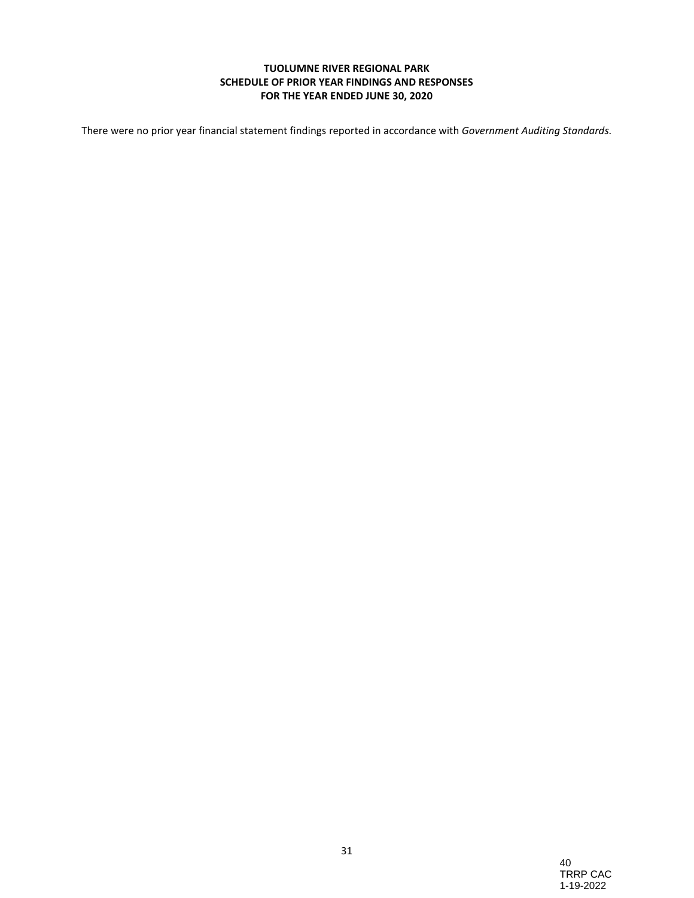# TUOLUMNE RIVER REGIONAL PARK
## SCHEDULE OF PRIOR YEAR FINDINGS AND RESPONSES
## FOR THE YEAR ENDED JUNE 30, 2020

There were no prior year financial statement findings reported in accordance with *Government Auditing Standards.*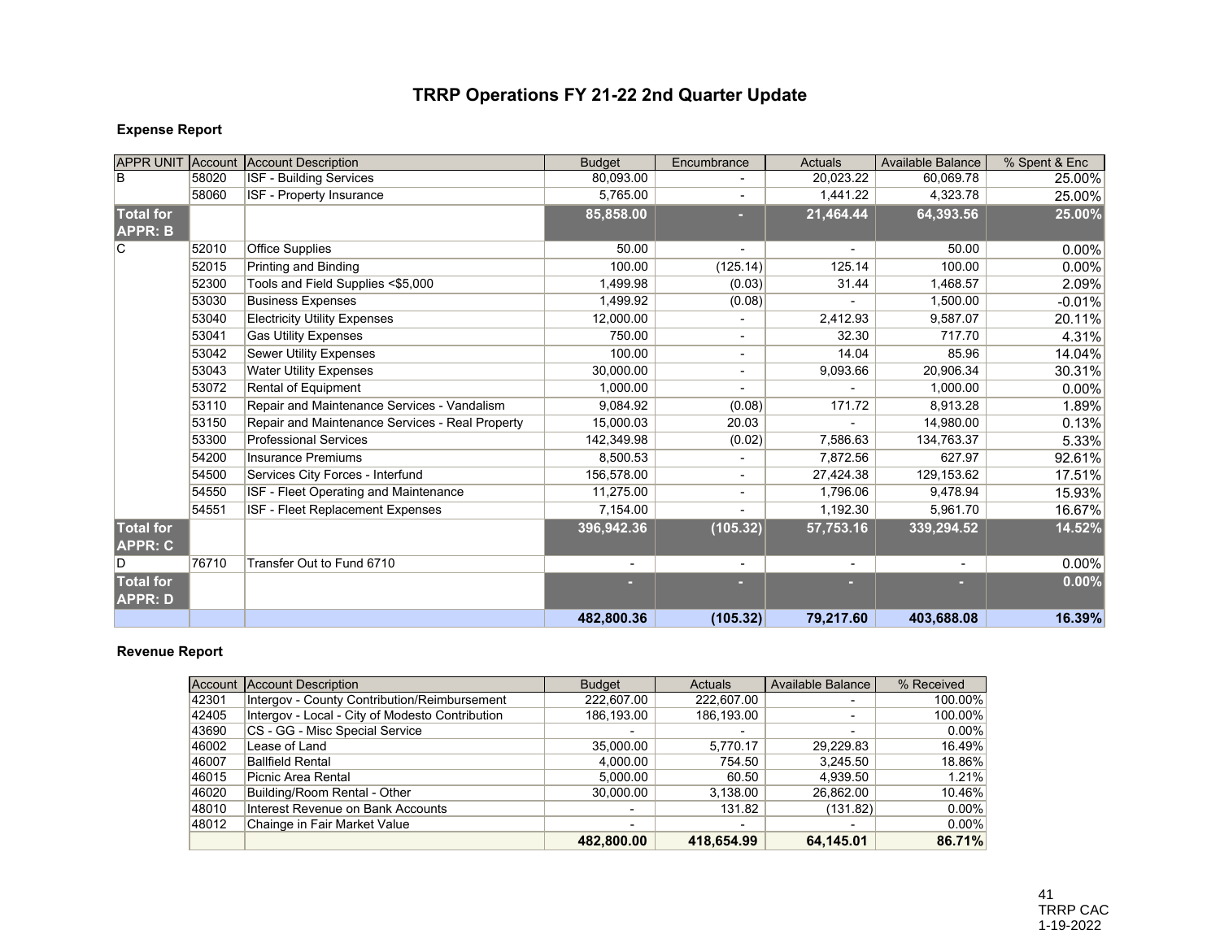# TRRP Operations FY 21-22 2nd Quarter Update

### Expense Report

| APPR UNIT | Account | Account Description | Budget | Encumbrance | Actuals | Available Balance | % Spent & Enc |
|---|---|---|---|---|---|---|---|
| B | 58020 | ISF - Building Services | 80,093.00 | - | 20,023.22 | 60,069.78 | 25.00% |
| | 58060 | ISF - Property Insurance | 5,765.00 | - | 1,441.22 | 4,323.78 | 25.00% |
| **Total for APPR: B** | | | **85,858.00** | **-** | **21,464.44** | **64,393.56** | **25.00%** |
| C | 52010 | Office Supplies | 50.00 | - | - | 50.00 | 0.00% |
| | 52015 | Printing and Binding | 100.00 | (125.14) | 125.14 | 100.00 | 0.00% |
| | 52300 | Tools and Field Supplies <$5,000 | 1,499.98 | (0.03) | 31.44 | 1,468.57 | 2.09% |
| | 53030 | Business Expenses | 1,499.92 | (0.08) | - | 1,500.00 | -0.01% |
| | 53040 | Electricity Utility Expenses | 12,000.00 | - | 2,412.93 | 9,587.07 | 20.11% |
| | 53041 | Gas Utility Expenses | 750.00 | - | 32.30 | 717.70 | 4.31% |
| | 53042 | Sewer Utility Expenses | 100.00 | - | 14.04 | 85.96 | 14.04% |
| | 53043 | Water Utility Expenses | 30,000.00 | - | 9,093.66 | 20,906.34 | 30.31% |
| | 53072 | Rental of Equipment | 1,000.00 | - | - | 1,000.00 | 0.00% |
| | 53110 | Repair and Maintenance Services - Vandalism | 9,084.92 | (0.08) | 171.72 | 8,913.28 | 1.89% |
| | 53150 | Repair and Maintenance Services - Real Property | 15,000.03 | 20.03 | - | 14,980.00 | 0.13% |
| | 53300 | Professional Services | 142,349.98 | (0.02) | 7,586.63 | 134,763.37 | 5.33% |
| | 54200 | Insurance Premiums | 8,500.53 | - | 7,872.56 | 627.97 | 92.61% |
| | 54500 | Services City Forces - Interfund | 156,578.00 | - | 27,424.38 | 129,153.62 | 17.51% |
| | 54550 | ISF - Fleet Operating and Maintenance | 11,275.00 | - | 1,796.06 | 9,478.94 | 15.93% |
| | 54551 | ISF - Fleet Replacement Expenses | 7,154.00 | - | 1,192.30 | 5,961.70 | 16.67% |
| **Total for APPR: C** | | | **396,942.36** | **(105.32)** | **57,753.16** | **339,294.52** | **14.52%** |
| D | 76710 | Transfer Out to Fund 6710 | - | - | - | - | 0.00% |
| **Total for APPR: D** | | | **-** | **-** | **-** | **-** | **0.00%** |
| | | | **482,800.36** | **(105.32)** | **79,217.60** | **403,688.08** | **16.39%** |

### Revenue Report

| Account | Account Description | Budget | Actuals | Available Balance | % Received |
|---|---|---|---|---|---|
| 42301 | Intergov - County Contribution/Reimbursement | 222,607.00 | 222,607.00 | - | 100.00% |
| 42405 | Intergov - Local - City of Modesto Contribution | 186,193.00 | 186,193.00 | - | 100.00% |
| 43690 | CS - GG - Misc Special Service | - | - | - | 0.00% |
| 46002 | Lease of Land | 35,000.00 | 5,770.17 | 29,229.83 | 16.49% |
| 46007 | Ballfield Rental | 4,000.00 | 754.50 | 3,245.50 | 18.86% |
| 46015 | Picnic Area Rental | 5,000.00 | 60.50 | 4,939.50 | 1.21% |
| 46020 | Building/Room Rental - Other | 30,000.00 | 3,138.00 | 26,862.00 | 10.46% |
| 48010 | Interest Revenue on Bank Accounts | - | 131.82 | (131.82) | 0.00% |
| 48012 | Chainge in Fair Market Value | - | - | - | 0.00% |
| | | **482,800.00** | **418,654.99** | **64,145.01** | **86.71%** |

TRRP CAC
1-19-2022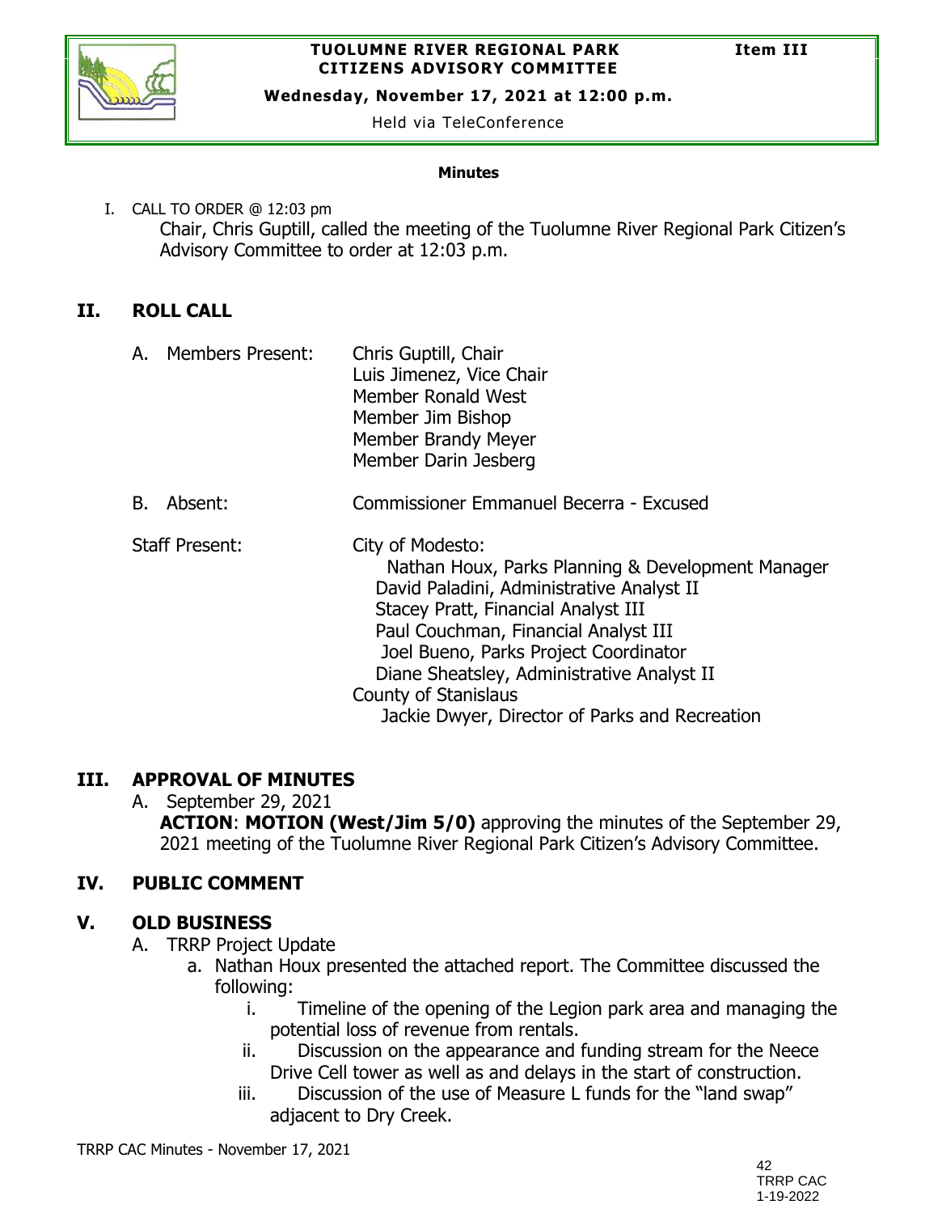**TUOLUMNE RIVER REGIONAL PARK CITIZENS ADVISORY COMMITTEE** **Item III**

**Wednesday, November 17, 2021 at 12:00 p.m.**

Held via TeleConference

**Minutes**

I. CALL TO ORDER @ 12:03 pm

Chair, Chris Guptill, called the meeting of the Tuolumne River Regional Park Citizen's Advisory Committee to order at 12:03 p.m.

## II. ROLL CALL

A. Members Present: Chris Guptill, Chair
Luis Jimenez, Vice Chair
Member Ronald West
Member Jim Bishop
Member Brandy Meyer
Member Darin Jesberg

B. Absent: Commissioner Emmanuel Becerra - Excused

Staff Present: City of Modesto:
Nathan Houx, Parks Planning & Development Manager
David Paladini, Administrative Analyst II
Stacey Pratt, Financial Analyst III
Paul Couchman, Financial Analyst III
Joel Bueno, Parks Project Coordinator
Diane Sheatsley, Administrative Analyst II
County of Stanislaus
Jackie Dwyer, Director of Parks and Recreation

## III. APPROVAL OF MINUTES

A. September 29, 2021

**ACTION**: **MOTION (West/Jim 5/0)** approving the minutes of the September 29, 2021 meeting of the Tuolumne River Regional Park Citizen's Advisory Committee.

## IV. PUBLIC COMMENT

## V. OLD BUSINESS

A. TRRP Project Update

a. Nathan Houx presented the attached report. The Committee discussed the following:

i. Timeline of the opening of the Legion park area and managing the potential loss of revenue from rentals.

ii. Discussion on the appearance and funding stream for the Neece Drive Cell tower as well as and delays in the start of construction.

iii. Discussion of the use of Measure L funds for the "land swap" adjacent to Dry Creek.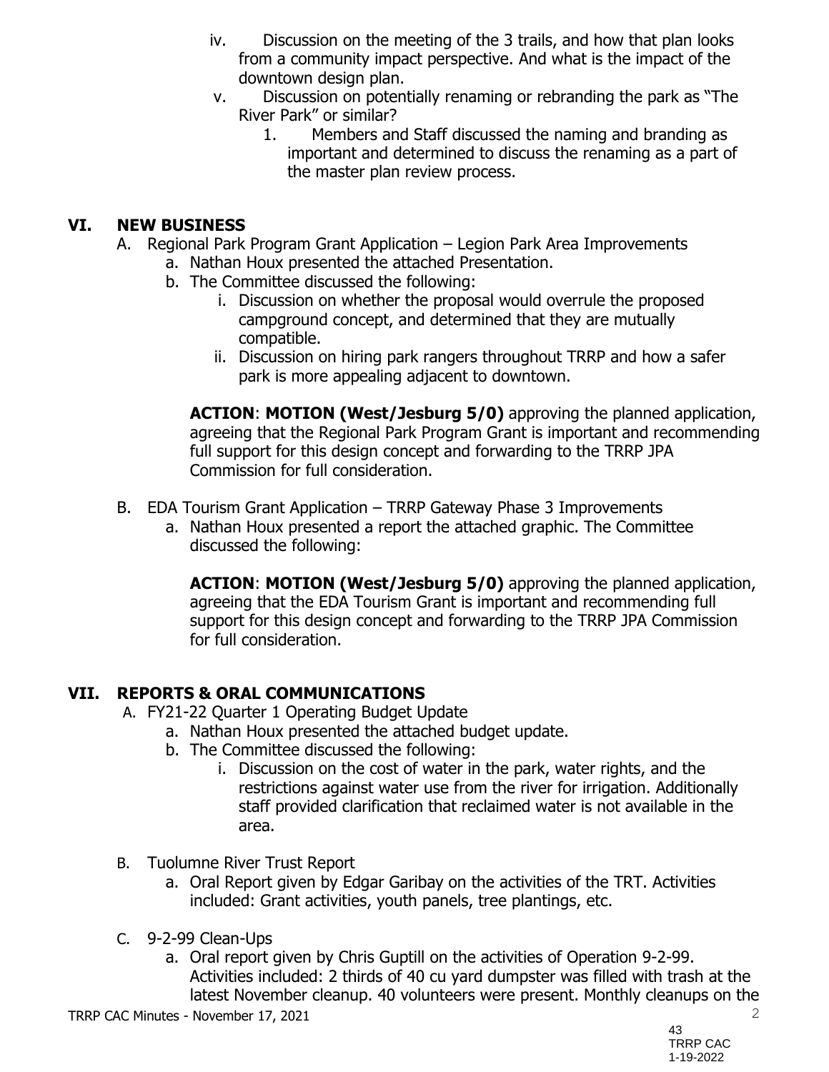iv. Discussion on the meeting of the 3 trails, and how that plan looks from a community impact perspective. And what is the impact of the downtown design plan.

v. Discussion on potentially renaming or rebranding the park as "The River Park" or similar?

1. Members and Staff discussed the naming and branding as important and determined to discuss the renaming as a part of the master plan review process.

## VI. NEW BUSINESS

A. Regional Park Program Grant Application – Legion Park Area Improvements

a. Nathan Houx presented the attached Presentation.

b. The Committee discussed the following:

i. Discussion on whether the proposal would overrule the proposed campground concept, and determined that they are mutually compatible.

ii. Discussion on hiring park rangers throughout TRRP and how a safer park is more appealing adjacent to downtown.

**ACTION**: **MOTION (West/Jesburg 5/0)** approving the planned application, agreeing that the Regional Park Program Grant is important and recommending full support for this design concept and forwarding to the TRRP JPA Commission for full consideration.

B. EDA Tourism Grant Application – TRRP Gateway Phase 3 Improvements

a. Nathan Houx presented a report the attached graphic. The Committee discussed the following:

**ACTION**: **MOTION (West/Jesburg 5/0)** approving the planned application, agreeing that the EDA Tourism Grant is important and recommending full support for this design concept and forwarding to the TRRP JPA Commission for full consideration.

## VII. REPORTS & ORAL COMMUNICATIONS

A. FY21-22 Quarter 1 Operating Budget Update

a. Nathan Houx presented the attached budget update.

b. The Committee discussed the following:

i. Discussion on the cost of water in the park, water rights, and the restrictions against water use from the river for irrigation. Additionally staff provided clarification that reclaimed water is not available in the area.

B. Tuolumne River Trust Report

a. Oral Report given by Edgar Garibay on the activities of the TRT. Activities included: Grant activities, youth panels, tree plantings, etc.

C. 9-2-99 Clean-Ups

a. Oral report given by Chris Guptill on the activities of Operation 9-2-99. Activities included: 2 thirds of 40 cu yard dumpster was filled with trash at the latest November cleanup. 40 volunteers were present. Monthly cleanups on the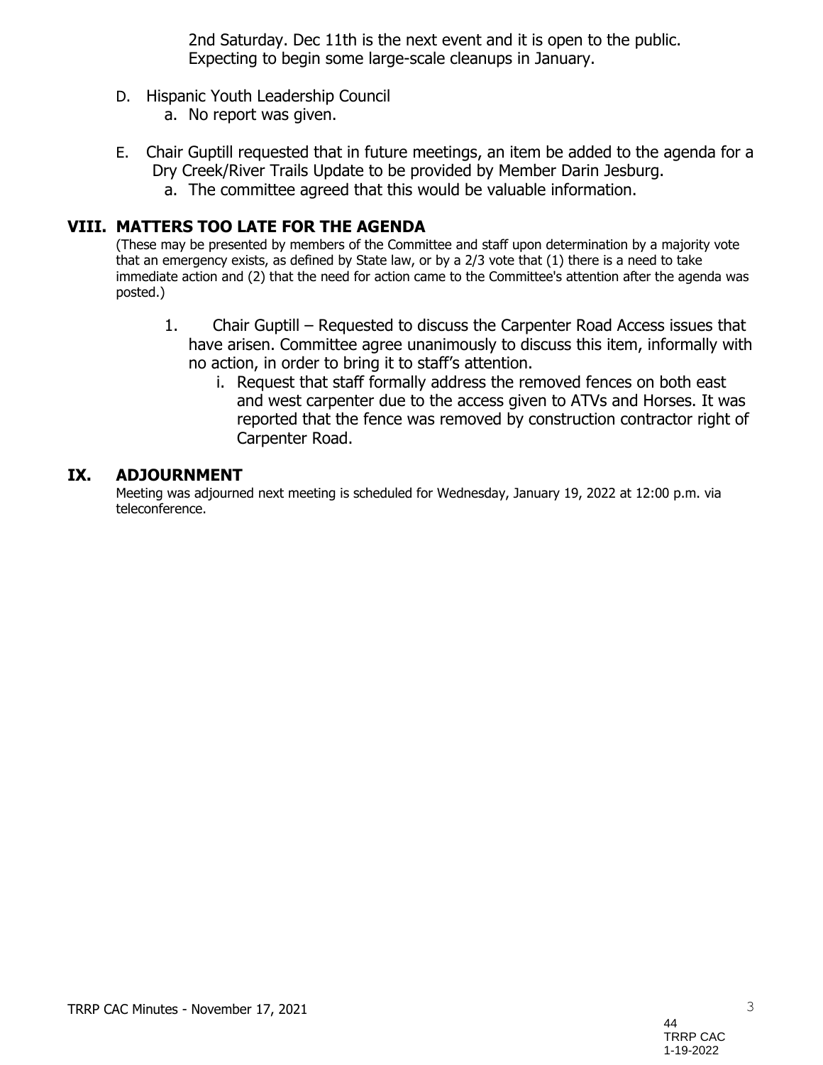2nd Saturday. Dec 11th is the next event and it is open to the public. Expecting to begin some large-scale cleanups in January.

D. Hispanic Youth Leadership Council
   a. No report was given.

E. Chair Guptill requested that in future meetings, an item be added to the agenda for a Dry Creek/River Trails Update to be provided by Member Darin Jesburg.
   a. The committee agreed that this would be valuable information.

## VIII. MATTERS TOO LATE FOR THE AGENDA

(These may be presented by members of the Committee and staff upon determination by a majority vote that an emergency exists, as defined by State law, or by a 2/3 vote that (1) there is a need to take immediate action and (2) that the need for action came to the Committee's attention after the agenda was posted.)

1. Chair Guptill – Requested to discuss the Carpenter Road Access issues that have arisen. Committee agree unanimously to discuss this item, informally with no action, in order to bring it to staff's attention.
   i. Request that staff formally address the removed fences on both east and west carpenter due to the access given to ATVs and Horses. It was reported that the fence was removed by construction contractor right of Carpenter Road.

## IX. ADJOURNMENT

Meeting was adjourned next meeting is scheduled for Wednesday, January 19, 2022 at 12:00 p.m. via teleconference.